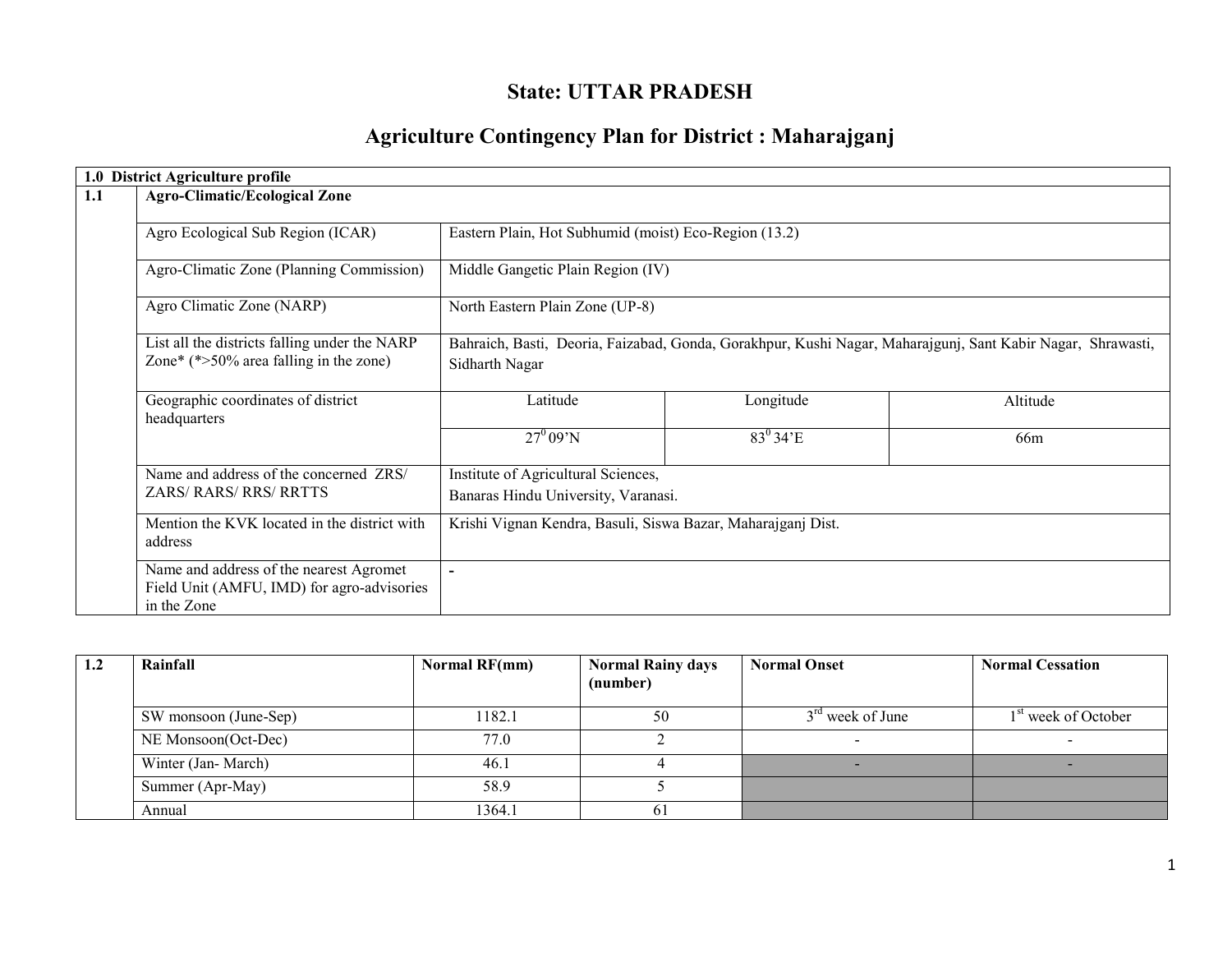# State: UTTAR PRADESH

## Agriculture Contingency Plan for District : Maharajganj

| 1.0 District Agriculture profile | | | | |
|---|---|---|---|---|
| **1.1** | **Agro-Climatic/Ecological Zone** | | | |
| | Agro Ecological Sub Region (ICAR) | Eastern Plain, Hot Subhumid (moist) Eco-Region (13.2) | | |
| | Agro-Climatic Zone (Planning Commission) | Middle Gangetic Plain Region (IV) | | |
| | Agro Climatic Zone (NARP) | North Eastern Plain Zone (UP-8) | | |
| | List all the districts falling under the NARP Zone* (*>50% area falling in the zone) | Bahraich, Basti, Deoria, Faizabad, Gonda, Gorakhpur, Kushi Nagar, Maharajgunj, Sant Kabir Nagar, Shrawasti, Sidharth Nagar | | |
| | Geographic coordinates of district headquarters | Latitude | Longitude | Altitude |
| | | $27^0$ 09'N | $83^0$ 34'E | 66m |
| | Name and address of the concerned ZRS/ ZARS/ RARS/ RRS/ RRTTS | Institute of Agricultural Sciences, Banaras Hindu University, Varanasi. | | |
| | Mention the KVK located in the district with address | Krishi Vignan Kendra, Basuli, Siswa Bazar, Maharajganj Dist. | | |
| | Name and address of the nearest Agromet Field Unit (AMFU, IMD) for agro-advisories in the Zone | - | | |

| 1.2 | Rainfall | Normal RF(mm) | Normal Rainy days (number) | Normal Onset | Normal Cessation |
|---|---|---|---|---|---|
| | SW monsoon (June-Sep) | 1182.1 | 50 | 3rd week of June | 1st week of October |
| | NE Monsoon(Oct-Dec) | 77.0 | 2 | - | - |
| | Winter (Jan- March) | 46.1 | 4 | - | - |
| | Summer (Apr-May) | 58.9 | 5 | | |
| | Annual | 1364.1 | 61 | | |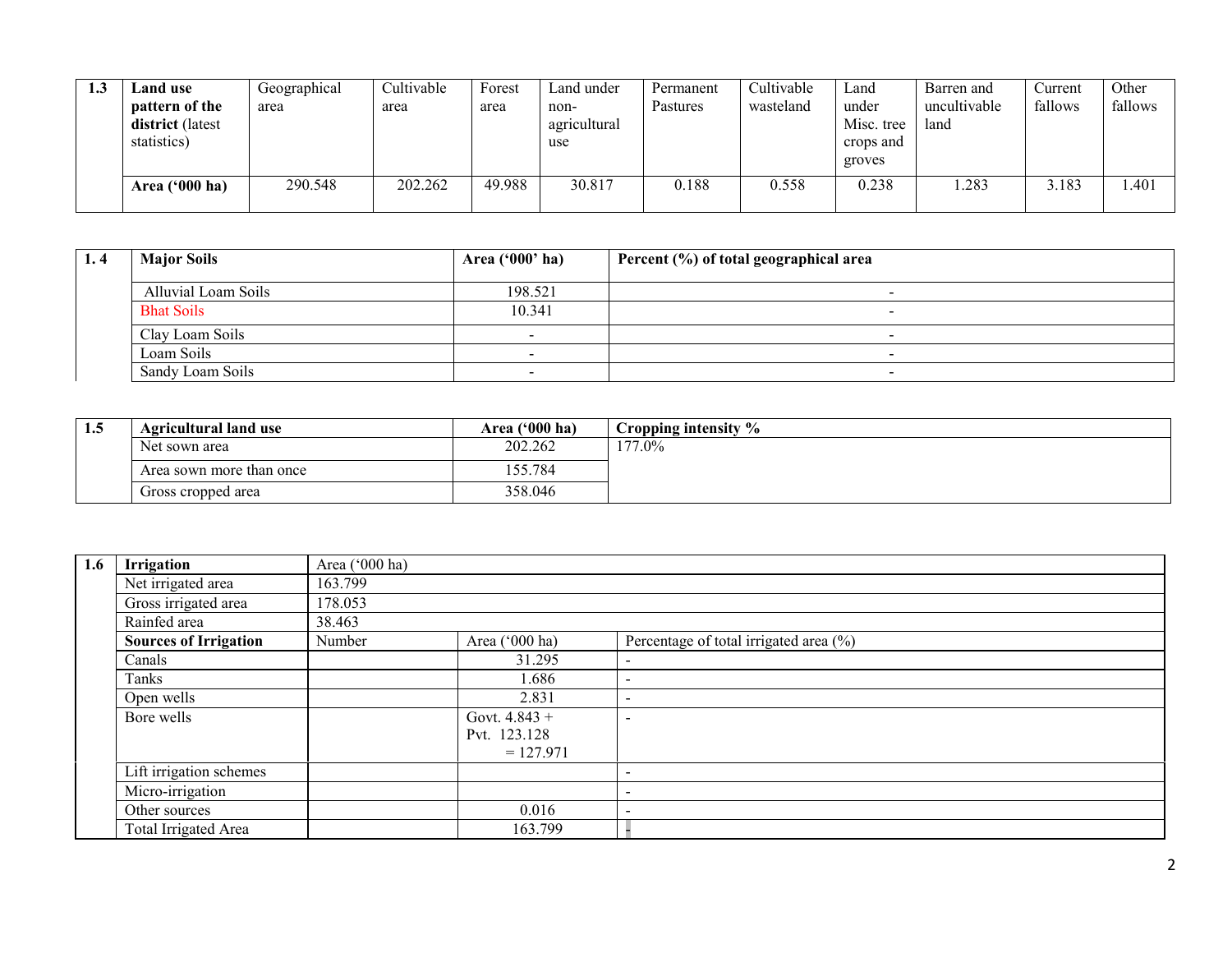| 1.3 | Land use pattern of the district (latest statistics) | Geographical area | Cultivable area | Forest area | Land under non-agricultural use | Permanent Pastures | Cultivable wasteland | Land under Misc. tree crops and groves | Barren and uncultivable land | Current fallows | Other fallows |
|---|---|---|---|---|---|---|---|---|---|---|---|
| | **Area ('000 ha)** | 290.548 | 202.262 | 49.988 | 30.817 | 0.188 | 0.558 | 0.238 | 1.283 | 3.183 | 1.401 |

| 1. 4 | Major Soils | Area ('000' ha) | Percent (%) of total geographical area |
|---|---|---|---|
| | Alluvial Loam Soils | 198.521 | - |
| | Bhat Soils | 10.341 | - |
| | Clay Loam Soils | - | - |
| | Loam Soils | - | - |
| | Sandy Loam Soils | - | - |

| 1.5 | Agricultural land use | Area ('000 ha) | Cropping intensity % |
|---|---|---|---|
| | Net sown area | 202.262 | 177.0% |
| | Area sown more than once | 155.784 | |
| | Gross cropped area | 358.046 | |

| 1.6 | Irrigation | Area ('000 ha) | | |
|---|---|---|---|---|
| | Net irrigated area | 163.799 | | |
| | Gross irrigated area | 178.053 | | |
| | Rainfed area | 38.463 | | |
| | **Sources of Irrigation** | Number | Area ('000 ha) | Percentage of total irrigated area (%) |
| | Canals | | 31.295 | - |
| | Tanks | | 1.686 | - |
| | Open wells | | 2.831 | - |
| | Bore wells | | Govt. 4.843 + Pvt. 123.128 = 127.971 | - |
| | Lift irrigation schemes | | | - |
| | Micro-irrigation | | | - |
| | Other sources | | 0.016 | - |
| | Total Irrigated Area | | 163.799 | - |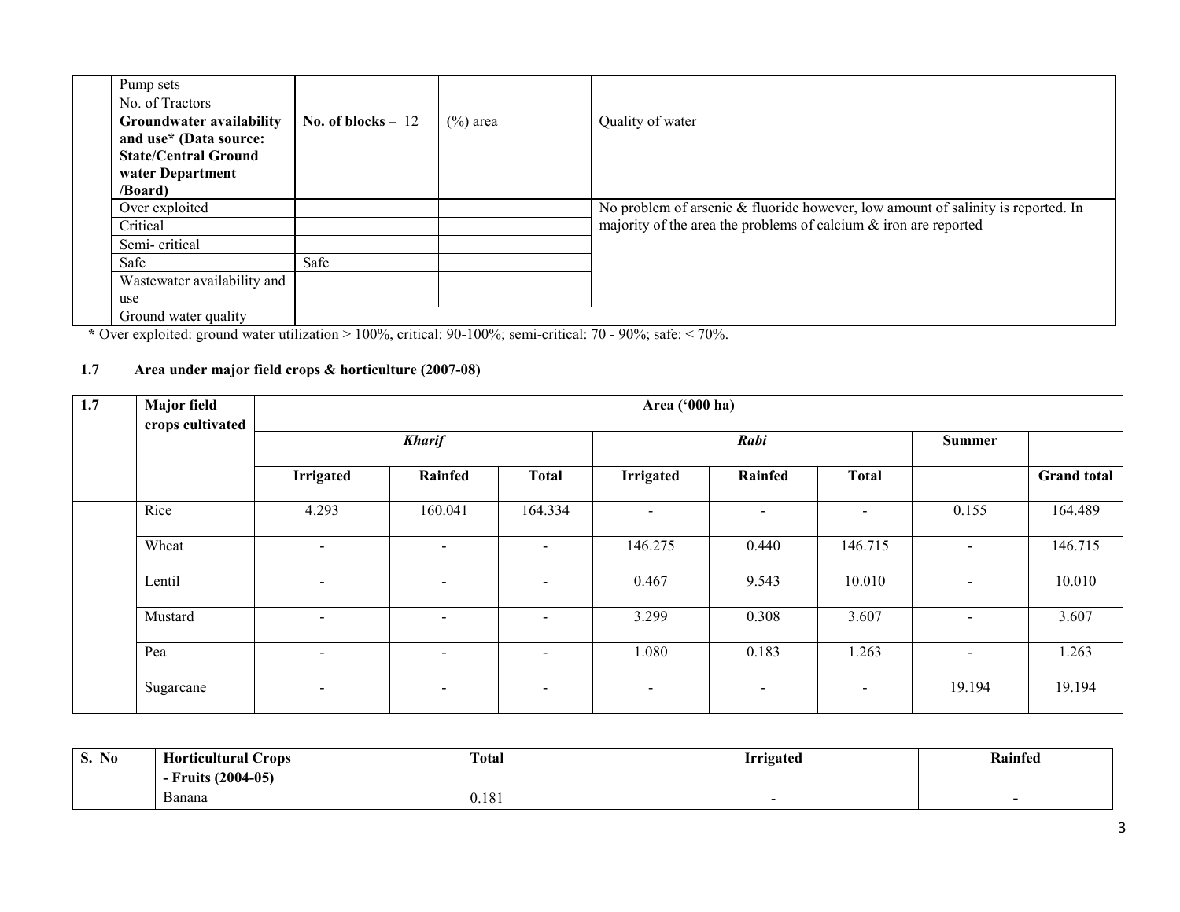| | | | | |
|---|---|---|---|---|
| | Pump sets | | | |
| | No. of Tractors | | | |
| | **Groundwater availability and use* (Data source: State/Central Ground water Department /Board)** | **No. of blocks** – 12 | (%) area | Quality of water |
| | Over exploited | | | No problem of arsenic & fluoride however, low amount of salinity is reported. In majority of the area the problems of calcium & iron are reported |
| | Critical | | | |
| | Semi- critical | | | |
| | Safe | Safe | | |
| | Wastewater availability and use | | | |
| | Ground water quality | | | |

**\*** Over exploited: ground water utilization > 100%, critical: 90-100%; semi-critical: 70 - 90%; safe: < 70%.

### 1.7 Area under major field crops & horticulture (2007-08)

| 1.7 | Major field crops cultivated | Area ('000 ha) | | | | | | | |
|---|---|---|---|---|---|---|---|---|---|
| | | ***Kharif*** | | | ***Rabi*** | | | **Summer** | |
| | | **Irrigated** | **Rainfed** | **Total** | **Irrigated** | **Rainfed** | **Total** | | **Grand total** |
| | Rice | 4.293 | 160.041 | 164.334 | - | - | - | 0.155 | 164.489 |
| | Wheat | - | - | - | 146.275 | 0.440 | 146.715 | - | 146.715 |
| | Lentil | - | - | - | 0.467 | 9.543 | 10.010 | - | 10.010 |
| | Mustard | - | - | - | 3.299 | 0.308 | 3.607 | - | 3.607 |
| | Pea | - | - | - | 1.080 | 0.183 | 1.263 | - | 1.263 |
| | Sugarcane | - | - | - | - | - | - | 19.194 | 19.194 |

| S. No | Horticultural Crops - Fruits (2004-05) | Total | Irrigated | Rainfed |
|---|---|---|---|---|
| | Banana | 0.181 | - | - |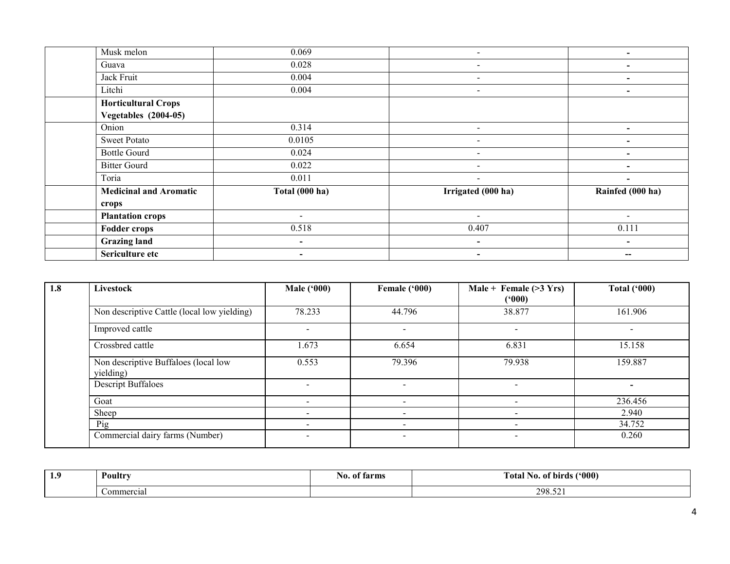| | | | | |
|---|---|---|---|---|
| | Musk melon | 0.069 | - | - |
| | Guava | 0.028 | - | - |
| | Jack Fruit | 0.004 | - | - |
| | Litchi | 0.004 | - | - |
| | **Horticultural Crops Vegetables (2004-05)** | | | |
| | Onion | 0.314 | - | - |
| | Sweet Potato | 0.0105 | - | - |
| | Bottle Gourd | 0.024 | - | - |
| | Bitter Gourd | 0.022 | - | - |
| | Toria | 0.011 | - | - |
| | **Medicinal and Aromatic crops** | **Total (000 ha)** | **Irrigated (000 ha)** | **Rainfed (000 ha)** |
| | **Plantation crops** | - | - | - |
| | **Fodder crops** | 0.518 | 0.407 | 0.111 |
| | **Grazing land** | - | - | - |
| | **Sericulture etc** | - | - | -- |

| **1.8** | **Livestock** | **Male ('000)** | **Female ('000)** | **Male + Female (>3 Yrs) ('000)** | **Total ('000)** |
|---|---|---|---|---|---|
| | Non descriptive Cattle (local low yielding) | 78.233 | 44.796 | 38.877 | 161.906 |
| | Improved cattle | - | - | - | - |
| | Crossbred cattle | 1.673 | 6.654 | 6.831 | 15.158 |
| | Non descriptive Buffaloes (local low yielding) | 0.553 | 79.396 | 79.938 | 159.887 |
| | Descript Buffaloes | - | - | - | - |
| | Goat | - | - | - | 236.456 |
| | Sheep | - | - | - | 2.940 |
| | Pig | - | - | - | 34.752 |
| | Commercial dairy farms (Number) | - | - | - | 0.260 |

| **1.9** | **Poultry** | **No. of farms** | **Total No. of birds ('000)** |
|---|---|---|---|
| | Commercial | | 298.521 |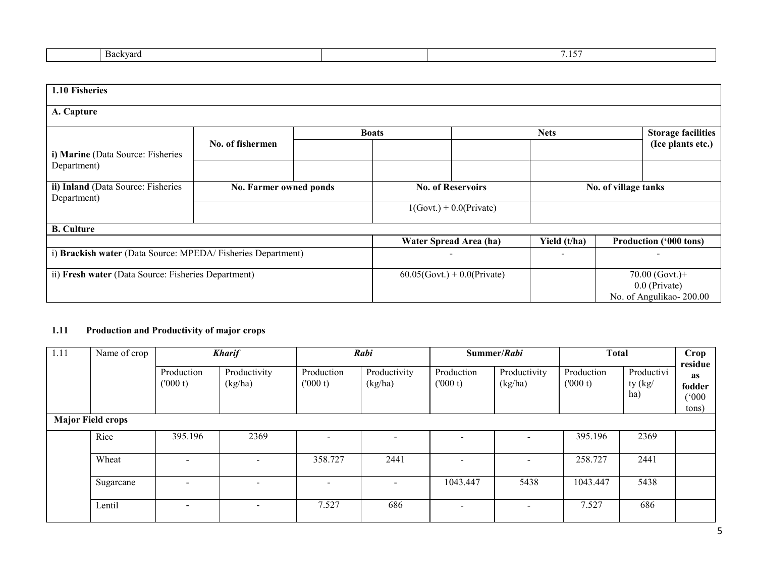|  | Backyard |  | 7.157 |
|---|---|---|---|

| 1.10 Fisheries | | | | | | | |
|---|---|---|---|---|---|---|---|
| **A. Capture** | | | | | | | |
| **i) Marine** (Data Source: Fisheries Department) | **No. of fishermen** | **Boats** | | **Nets** | | | **Storage facilities (Ice plants etc.)** |
| | | | | | | | |
| | | | | | | | |
| **ii) Inland** (Data Source: Fisheries Department) | **No. Farmer owned ponds** | | **No. of Reservoirs** | | **No. of village tanks** | | |
| | | | 1(Govt.) + 0.0(Private) | | | | |

| **B. Culture** | | | |
|---|---|---|---|
| | **Water Spread Area (ha)** | **Yield (t/ha)** | **Production ('000 tons)** |
| i) **Brackish water** (Data Source: MPEDA/ Fisheries Department) | - | - | - |
| ii) **Fresh water** (Data Source: Fisheries Department) | 60.05(Govt.) + 0.0(Private) | | 70.00 (Govt.)+ 0.0 (Private) No. of Angulikao- 200.00 |

## 1.11 Production and Productivity of major crops

| 1.11 | Name of crop | ***Kharif*** | | ***Rabi*** | | **Summer/*Rabi*** | | **Total** | | **Crop residue as fodder ('000 tons)** |
|---|---|---|---|---|---|---|---|---|---|---|
| | | Production ('000 t) | Productivity (kg/ha) | Production ('000 t) | Productivity (kg/ha) | Production ('000 t) | Productivity (kg/ha) | Production ('000 t) | Productivity (kg/ ha) | |
| **Major Field crops** | | | | | | | | | | |
| | Rice | 395.196 | 2369 | - | - | - | - | 395.196 | 2369 | |
| | Wheat | - | - | 358.727 | 2441 | - | - | 258.727 | 2441 | |
| | Sugarcane | - | - | - | - | 1043.447 | 5438 | 1043.447 | 5438 | |
| | Lentil | - | - | 7.527 | 686 | - | - | 7.527 | 686 | |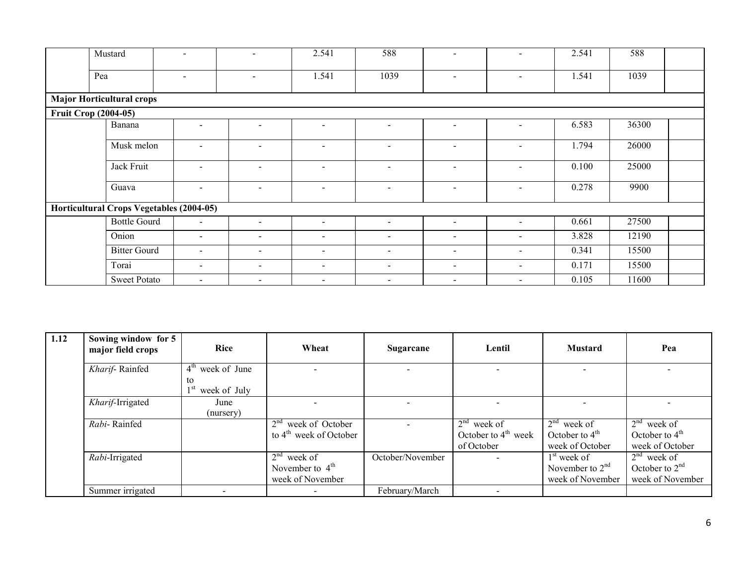| | | | | | | | | | | |
|---|---|---|---|---|---|---|---|---|---|---|
| | Mustard | - | - | 2.541 | 588 | - | - | 2.541 | 588 | |
| | Pea | - | - | 1.541 | 1039 | - | - | 1.541 | 1039 | |
| **Major Horticultural crops** | | | | | | | | | | |
| **Fruit Crop (2004-05)** | | | | | | | | | | |
| | Banana | - | - | - | - | - | - | 6.583 | 36300 | |
| | Musk melon | - | - | - | - | - | - | 1.794 | 26000 | |
| | Jack Fruit | - | - | - | - | - | - | 0.100 | 25000 | |
| | Guava | - | - | - | - | - | - | 0.278 | 9900 | |
| **Horticultural Crops Vegetables (2004-05)** | | | | | | | | | | |
| | Bottle Gourd | - | - | - | - | - | - | 0.661 | 27500 | |
| | Onion | - | - | - | - | - | - | 3.828 | 12190 | |
| | Bitter Gourd | - | - | - | - | - | - | 0.341 | 15500 | |
| | Torai | - | - | - | - | - | - | 0.171 | 15500 | |
| | Sweet Potato | - | - | - | - | - | - | 0.105 | 11600 | |

| 1.12 | Sowing window for 5 major field crops | Rice | Wheat | Sugarcane | Lentil | Mustard | Pea |
|---|---|---|---|---|---|---|---|
| | *Kharif*- Rainfed | 4th week of June to 1st week of July | - | - | - | - | - |
| | *Kharif*-Irrigated | June (nursery) | - | - | - | - | - |
| | *Rabi*- Rainfed | | 2nd week of October to 4th week of October | - | 2nd week of October to 4th week of October | 2nd week of October to 4th week of October | 2nd week of October to 4th week of October |
| | *Rabi*-Irrigated | | 2nd week of November to 4th week of November | October/November | - | 1st week of November to 2nd week of November | 2nd week of October to 2nd week of November |
| | Summer irrigated | - | - | February/March | - | | |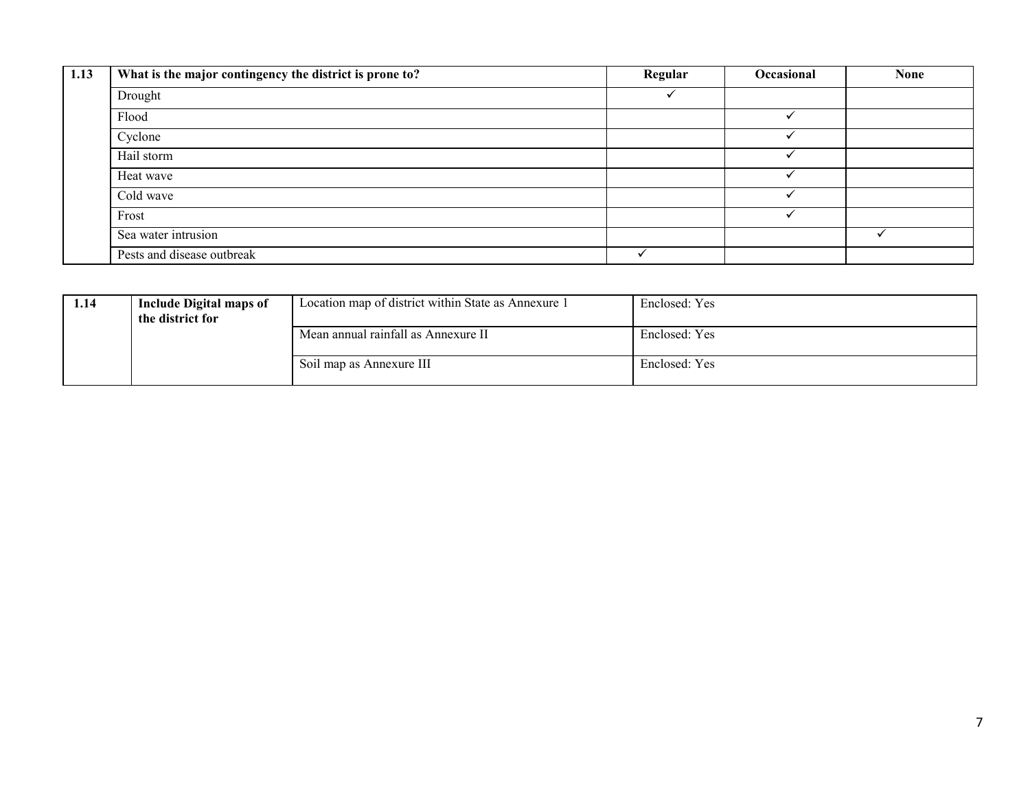| 1.13 | What is the major contingency the district is prone to? | Regular | Occasional | None |
|---|---|---|---|---|
| | Drought | ✓ | | |
| | Flood | | ✓ | |
| | Cyclone | | ✓ | |
| | Hail storm | | ✓ | |
| | Heat wave | | ✓ | |
| | Cold wave | | ✓ | |
| | Frost | | ✓ | |
| | Sea water intrusion | | | ✓ |
| | Pests and disease outbreak | ✓ | | |

| 1.14 | **Include Digital maps of the district for** | Location map of district within State as Annexure 1 | Enclosed: Yes |
|---|---|---|---|
| | | Mean annual rainfall as Annexure II | Enclosed: Yes |
| | | Soil map as Annexure III | Enclosed: Yes |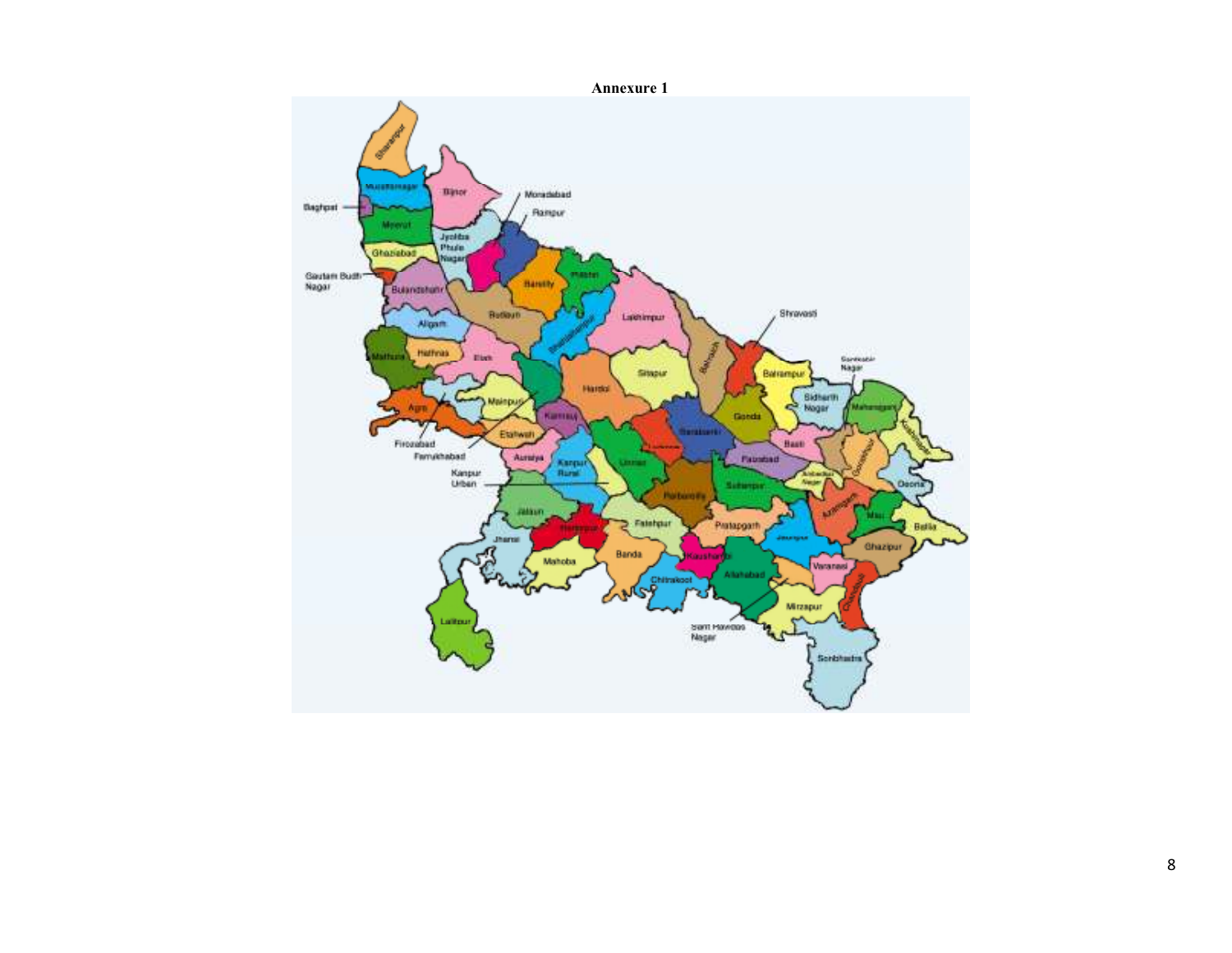**Annexure 1**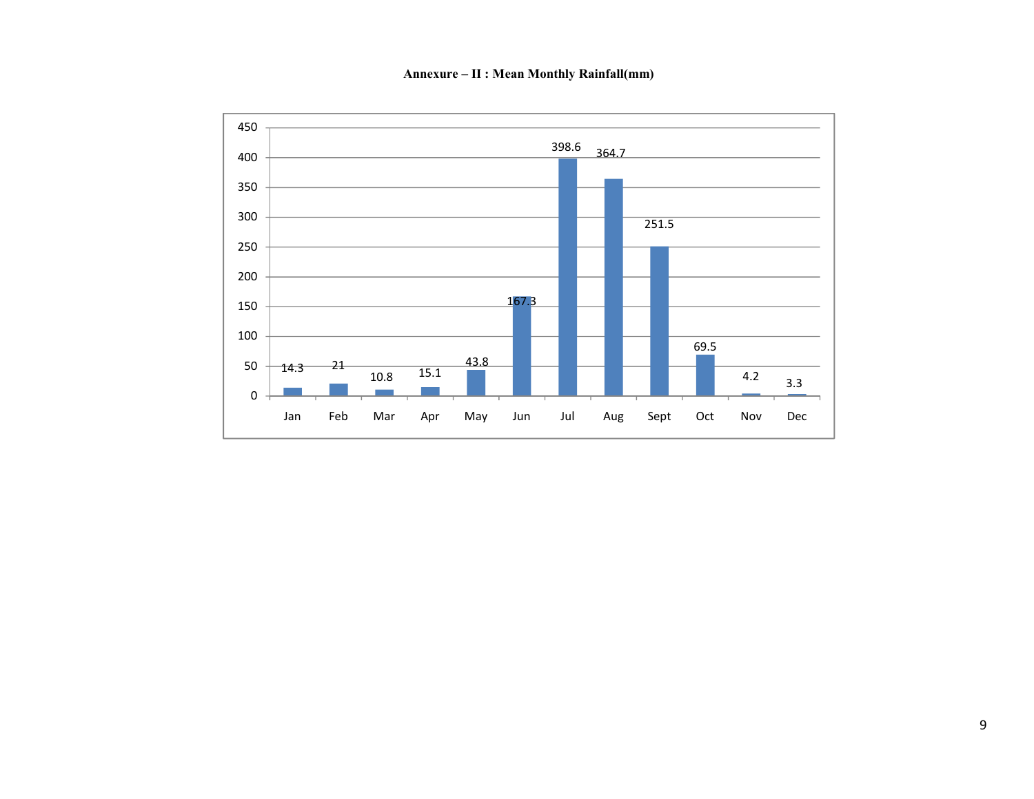**Annexure – II : Mean Monthly Rainfall(mm)**

| Month | Rainfall (mm) |
|---|---|
| Jan | 14.3 |
| Feb | 21 |
| Mar | 10.8 |
| Apr | 15.1 |
| May | 43.8 |
| Jun | 167.3 |
| Jul | 398.6 |
| Aug | 364.7 |
| Sept | 251.5 |
| Oct | 69.5 |
| Nov | 4.2 |
| Dec | 3.3 |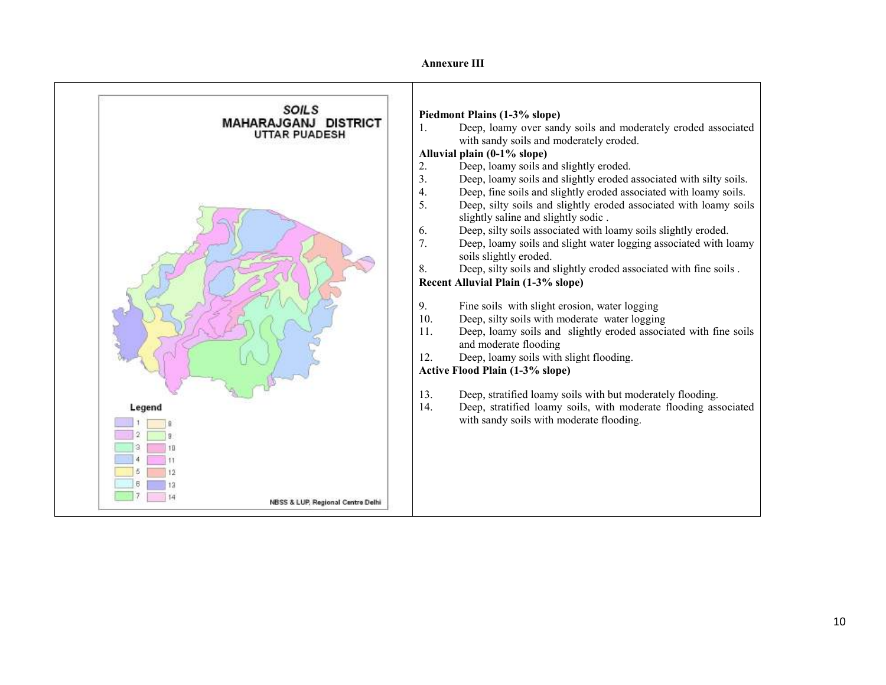**Annexure III**

SOILS
MAHARAJGANJ DISTRICT
UTTAR PUADESH

Legend

NBSS & LUP, Regional Centre Delhi

**Piedmont Plains (1-3% slope)**

1. Deep, loamy over sandy soils and moderately eroded associated with sandy soils and moderately eroded.

**Alluvial plain (0-1% slope)**

2. Deep, loamy soils and slightly eroded.
3. Deep, loamy soils and slightly eroded associated with silty soils.
4. Deep, fine soils and slightly eroded associated with loamy soils.
5. Deep, silty soils and slightly eroded associated with loamy soils slightly saline and slightly sodic .
6. Deep, silty soils associated with loamy soils slightly eroded.
7. Deep, loamy soils and slight water logging associated with loamy soils slightly eroded.
8. Deep, silty soils and slightly eroded associated with fine soils .

**Recent Alluvial Plain (1-3% slope)**

9. Fine soils with slight erosion, water logging
10. Deep, silty soils with moderate water logging
11. Deep, loamy soils and slightly eroded associated with fine soils and moderate flooding
12. Deep, loamy soils with slight flooding.

**Active Flood Plain (1-3% slope)**

13. Deep, stratified loamy soils with but moderately flooding.
14. Deep, stratified loamy soils, with moderate flooding associated with sandy soils with moderate flooding.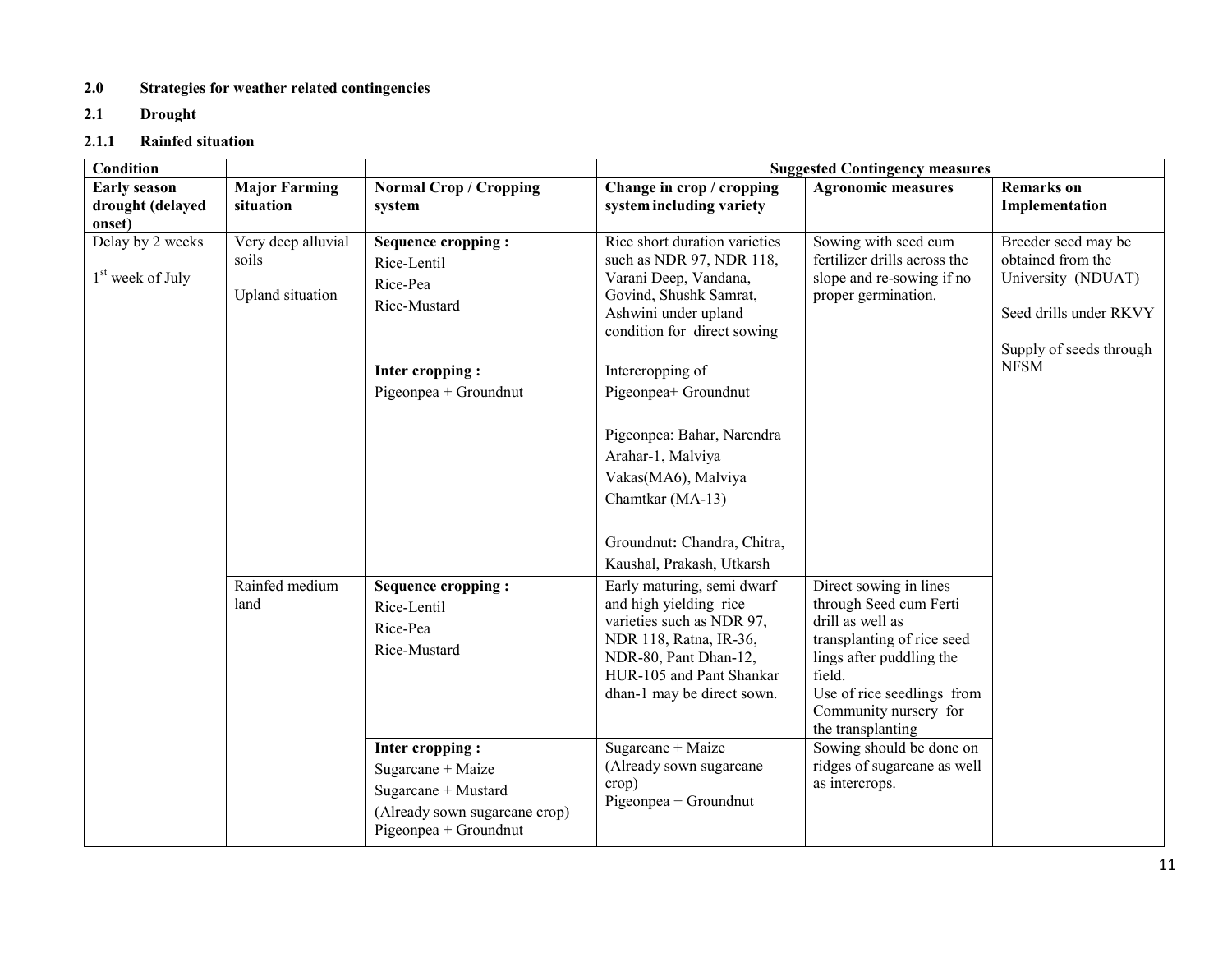**2.0 Strategies for weather related contingencies**

**2.1 Drought**

**2.1.1 Rainfed situation**

| **Condition** | | | **Suggested Contingency measures** | | |
|---|---|---|---|---|---|
| **Early season drought (delayed onset)** | **Major Farming situation** | **Normal Crop / Cropping system** | **Change in crop / cropping system including variety** | **Agronomic measures** | **Remarks on Implementation** |
| Delay by 2 weeks<br>1st week of July | Very deep alluvial soils<br>Upland situation | **Sequence cropping :**<br>Rice-Lentil<br>Rice-Pea<br>Rice-Mustard | Rice short duration varieties such as NDR 97, NDR 118, Varani Deep, Vandana, Govind, Shushk Samrat, Ashwini under upland condition for direct sowing | Sowing with seed cum fertilizer drills across the slope and re-sowing if no proper germination. | Breeder seed may be obtained from the University (NDUAT)<br>Seed drills under RKVY<br>Supply of seeds through NFSM |
| | | **Inter cropping :**<br>Pigeonpea + Groundnut | Intercropping of<br>Pigeonpea+ Groundnut<br>Pigeonpea: Bahar, Narendra Arahar-1, Malviya Vakas(MA6), Malviya Chamtkar (MA-13)<br>**Groundnut:** Chandra, Chitra, Kaushal, Prakash, Utkarsh | | |
| | Rainfed medium land | **Sequence cropping :**<br>Rice-Lentil<br>Rice-Pea<br>Rice-Mustard | Early maturing, semi dwarf and high yielding rice varieties such as NDR 97, NDR 118, Ratna, IR-36, NDR-80, Pant Dhan-12, HUR-105 and Pant Shankar dhan-1 may be direct sown. | Direct sowing in lines through Seed cum Ferti drill as well as transplanting of rice seed lings after puddling the field.<br>Use of rice seedlings from Community nursery for the transplanting | |
| | | **Inter cropping :**<br>Sugarcane + Maize<br>Sugarcane + Mustard<br>(Already sown sugarcane crop)<br>Pigeonpea + Groundnut | Sugarcane + Maize<br>(Already sown sugarcane crop)<br>Pigeonpea + Groundnut | Sowing should be done on ridges of sugarcane as well as intercrops. | |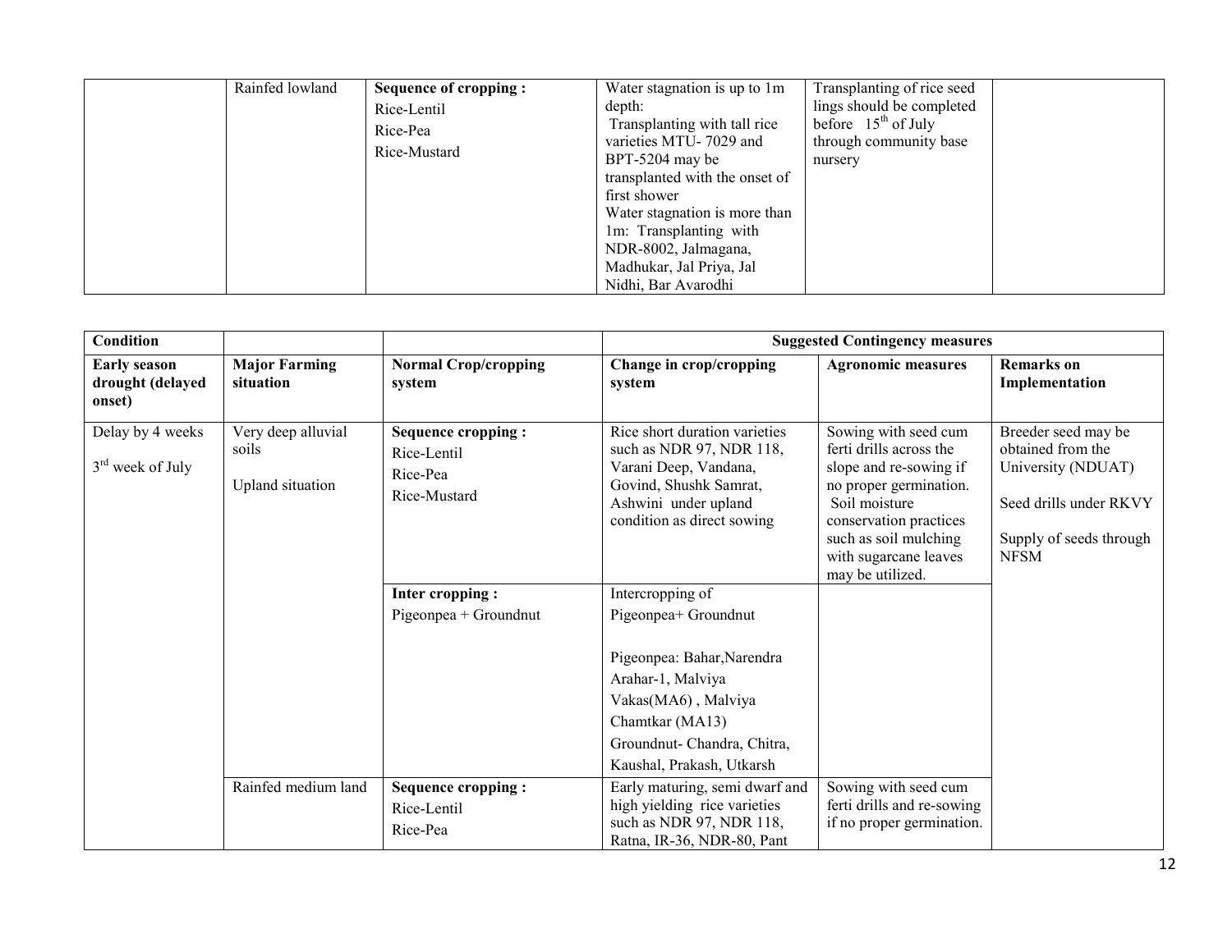| | Rainfed lowland | **Sequence of cropping :** Rice-Lentil Rice-Pea Rice-Mustard | Water stagnation is up to 1m depth: Transplanting with tall rice varieties MTU- 7029 and BPT-5204 may be transplanted with the onset of first shower Water stagnation is more than 1m: Transplanting with NDR-8002, Jalmagana, Madhukar, Jal Priya, Jal Nidhi, Bar Avarodhi | Transplanting of rice seed lings should be completed before 15th of July through community base nursery | |
|---|---|---|---|---|---|

| **Condition** | | | **Suggested Contingency measures** | | |
|---|---|---|---|---|---|
| **Early season drought (delayed onset)** | **Major Farming situation** | **Normal Crop/cropping system** | **Change in crop/cropping system** | **Agronomic measures** | **Remarks on Implementation** |
| Delay by 4 weeks 3rd week of July | Very deep alluvial soils Upland situation | **Sequence cropping :** Rice-Lentil Rice-Pea Rice-Mustard | Rice short duration varieties such as NDR 97, NDR 118, Varani Deep, Vandana, Govind, Shushk Samrat, Ashwini under upland condition as direct sowing | Sowing with seed cum ferti drills across the slope and re-sowing if no proper germination. Soil moisture conservation practices such as soil mulching with sugarcane leaves may be utilized. | Breeder seed may be obtained from the University (NDUAT) Seed drills under RKVY Supply of seeds through NFSM |
| | | **Inter cropping :** Pigeonpea + Groundnut | Intercropping of Pigeonpea+ Groundnut Pigeonpea: Bahar,Narendra Arahar-1, Malviya Vakas(MA6) , Malviya Chamtkar (MA13) Groundnut- Chandra, Chitra, Kaushal, Prakash, Utkarsh | | |
| | Rainfed medium land | **Sequence cropping :** Rice-Lentil Rice-Pea | Early maturing, semi dwarf and high yielding rice varieties such as NDR 97, NDR 118, Ratna, IR-36, NDR-80, Pant | Sowing with seed cum ferti drills and re-sowing if no proper germination. | |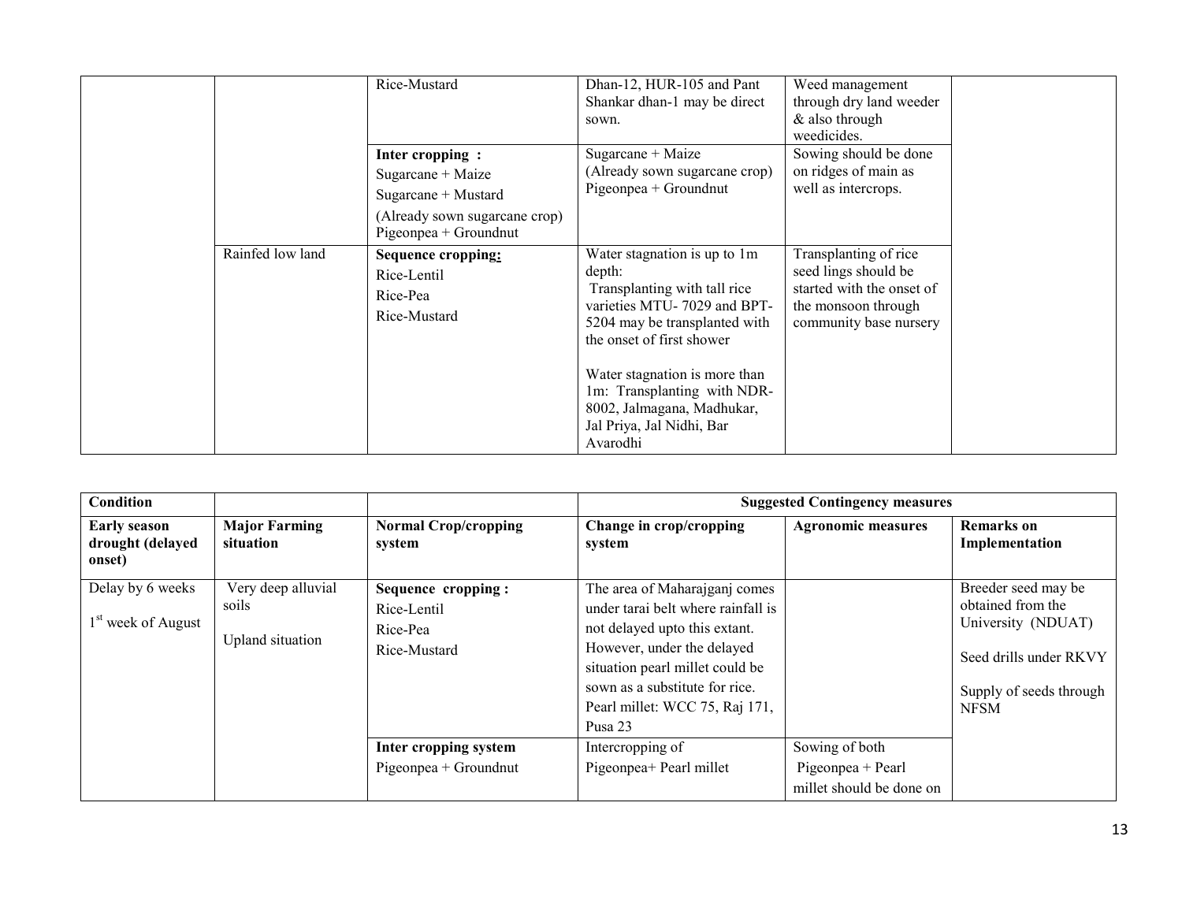| | | Rice-Mustard | Dhan-12, HUR-105 and Pant Shankar dhan-1 may be direct sown. | Weed management through dry land weeder & also through weedicides. | |
|---|---|---|---|---|---|
| | | **Inter cropping :**<br>Sugarcane + Maize<br>Sugarcane + Mustard<br>(Already sown sugarcane crop)<br>Pigeonpea + Groundnut | Sugarcane + Maize<br>(Already sown sugarcane crop)<br>Pigeonpea + Groundnut | Sowing should be done on ridges of main as well as intercrops. | |
| | Rainfed low land | **Sequence cropping:**<br>Rice-Lentil<br>Rice-Pea<br>Rice-Mustard | Water stagnation is up to 1m depth:<br>Transplanting with tall rice varieties MTU- 7029 and BPT-5204 may be transplanted with the onset of first shower<br><br>Water stagnation is more than 1m: Transplanting with NDR-8002, Jalmagana, Madhukar, Jal Priya, Jal Nidhi, Bar Avarodhi | Transplanting of rice seed lings should be started with the onset of the monsoon through community base nursery | |

| **Condition** | | | **Suggested Contingency measures** | | |
|---|---|---|---|---|---|
| **Early season drought (delayed onset)** | **Major Farming situation** | **Normal Crop/cropping system** | **Change in crop/cropping system** | **Agronomic measures** | **Remarks on Implementation** |
| Delay by 6 weeks<br>1st week of August | Very deep alluvial soils<br><br>Upland situation | **Sequence cropping :**<br>Rice-Lentil<br>Rice-Pea<br>Rice-Mustard | The area of Maharajganj comes under tarai belt where rainfall is not delayed upto this extant. However, under the delayed situation pearl millet could be sown as a substitute for rice. Pearl millet: WCC 75, Raj 171, Pusa 23 | | Breeder seed may be obtained from the University (NDUAT)<br><br>Seed drills under RKVY<br><br>Supply of seeds through NFSM |
| | | **Inter cropping system**<br>Pigeonpea + Groundnut | Intercropping of<br>Pigeonpea+ Pearl millet | Sowing of both Pigeonpea + Pearl millet should be done on | |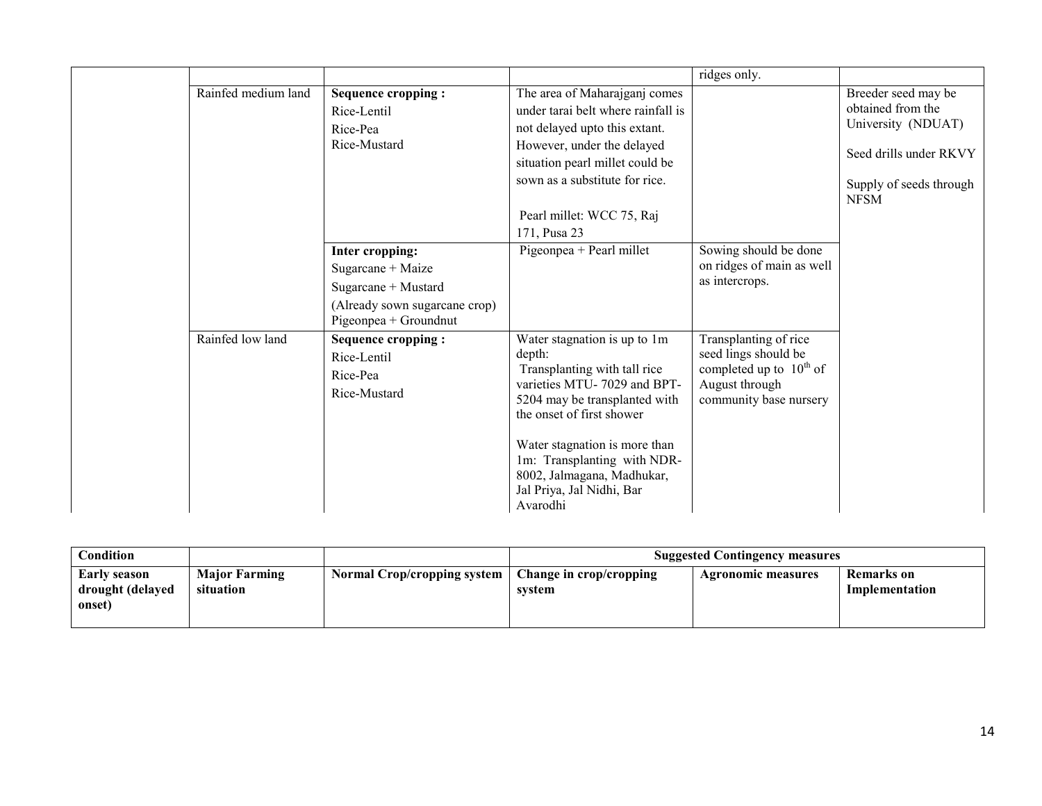| | | | | ridges only. | |
|---|---|---|---|---|---|
| | Rainfed medium land | **Sequence cropping :**<br>Rice-Lentil<br>Rice-Pea<br>Rice-Mustard | The area of Maharajganj comes under tarai belt where rainfall is not delayed upto this extant. However, under the delayed situation pearl millet could be sown as a substitute for rice.<br><br>Pearl millet: WCC 75, Raj 171, Pusa 23 | | Breeder seed may be obtained from the University (NDUAT)<br><br>Seed drills under RKVY<br><br>Supply of seeds through NFSM |
| | | **Inter cropping:**<br>Sugarcane + Maize<br>Sugarcane + Mustard<br>(Already sown sugarcane crop)<br>Pigeonpea + Groundnut | Pigeonpea + Pearl millet | Sowing should be done on ridges of main as well as intercrops. | |
| | Rainfed low land | **Sequence cropping :**<br>Rice-Lentil<br>Rice-Pea<br>Rice-Mustard | Water stagnation is up to 1m depth:<br>Transplanting with tall rice varieties MTU- 7029 and BPT-5204 may be transplanted with the onset of first shower<br><br>Water stagnation is more than 1m: Transplanting with NDR-8002, Jalmagana, Madhukar, Jal Priya, Jal Nidhi, Bar Avarodhi | Transplanting of rice seed lings should be completed up to 10th of August through community base nursery | |

| Condition | | | Suggested Contingency measures | | |
|---|---|---|---|---|---|
| **Early season drought (delayed onset)** | **Major Farming situation** | **Normal Crop/cropping system** | **Change in crop/cropping system** | **Agronomic measures** | **Remarks on Implementation** |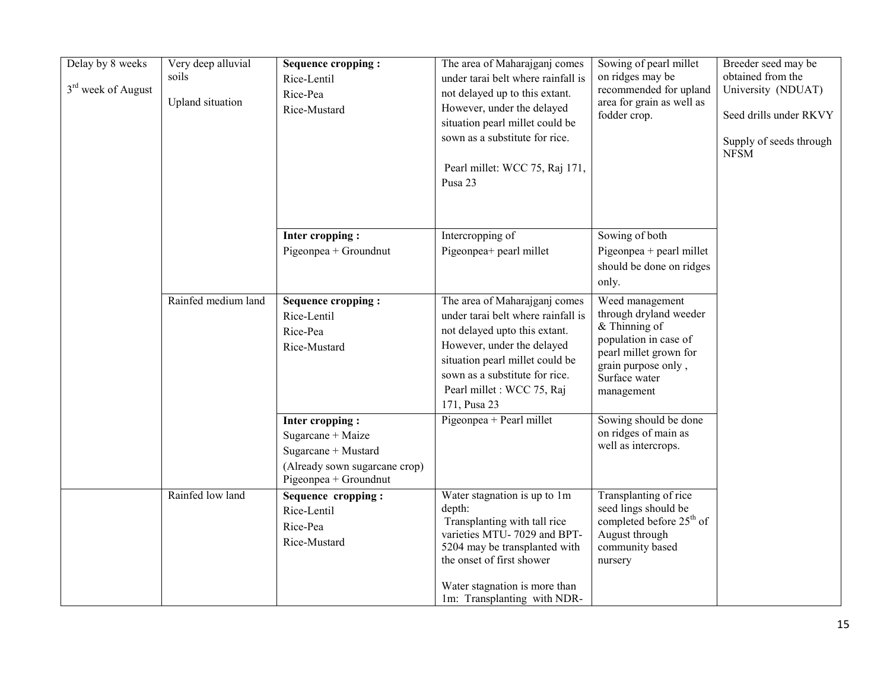| Delay by 8 weeks<br>3rd week of August | Very deep alluvial soils<br>Upland situation | **Sequence cropping :**<br>Rice-Lentil<br>Rice-Pea<br>Rice-Mustard | The area of Maharajganj comes under tarai belt where rainfall is not delayed up to this extant. However, under the delayed situation pearl millet could be sown as a substitute for rice.<br><br>Pearl millet: WCC 75, Raj 171, Pusa 23 | Sowing of pearl millet on ridges may be recommended for upland area for grain as well as fodder crop. | Breeder seed may be obtained from the University (NDUAT)<br><br>Seed drills under RKVY<br><br>Supply of seeds through NFSM |
|---|---|---|---|---|---|
| | | **Inter cropping :**<br>Pigeonpea + Groundnut | Intercropping of Pigeonpea+ pearl millet | Sowing of both Pigeonpea + pearl millet should be done on ridges only. | |
| | Rainfed medium land | **Sequence cropping :**<br>Rice-Lentil<br>Rice-Pea<br>Rice-Mustard | The area of Maharajganj comes under tarai belt where rainfall is not delayed upto this extant. However, under the delayed situation pearl millet could be sown as a substitute for rice.<br>Pearl millet : WCC 75, Raj 171, Pusa 23 | Weed management through dryland weeder & Thinning of population in case of pearl millet grown for grain purpose only , Surface water management | |
| | | **Inter cropping :**<br>Sugarcane + Maize<br>Sugarcane + Mustard<br>(Already sown sugarcane crop)<br>Pigeonpea + Groundnut | Pigeonpea + Pearl millet | Sowing should be done on ridges of main as well as intercrops. | |
| | Rainfed low land | **Sequence cropping :**<br>Rice-Lentil<br>Rice-Pea<br>Rice-Mustard | Water stagnation is up to 1m depth:<br>Transplanting with tall rice varieties MTU- 7029 and BPT-5204 may be transplanted with the onset of first shower<br><br>Water stagnation is more than 1m: Transplanting with NDR- | Transplanting of rice seed lings should be completed before 25th of August through community based nursery | |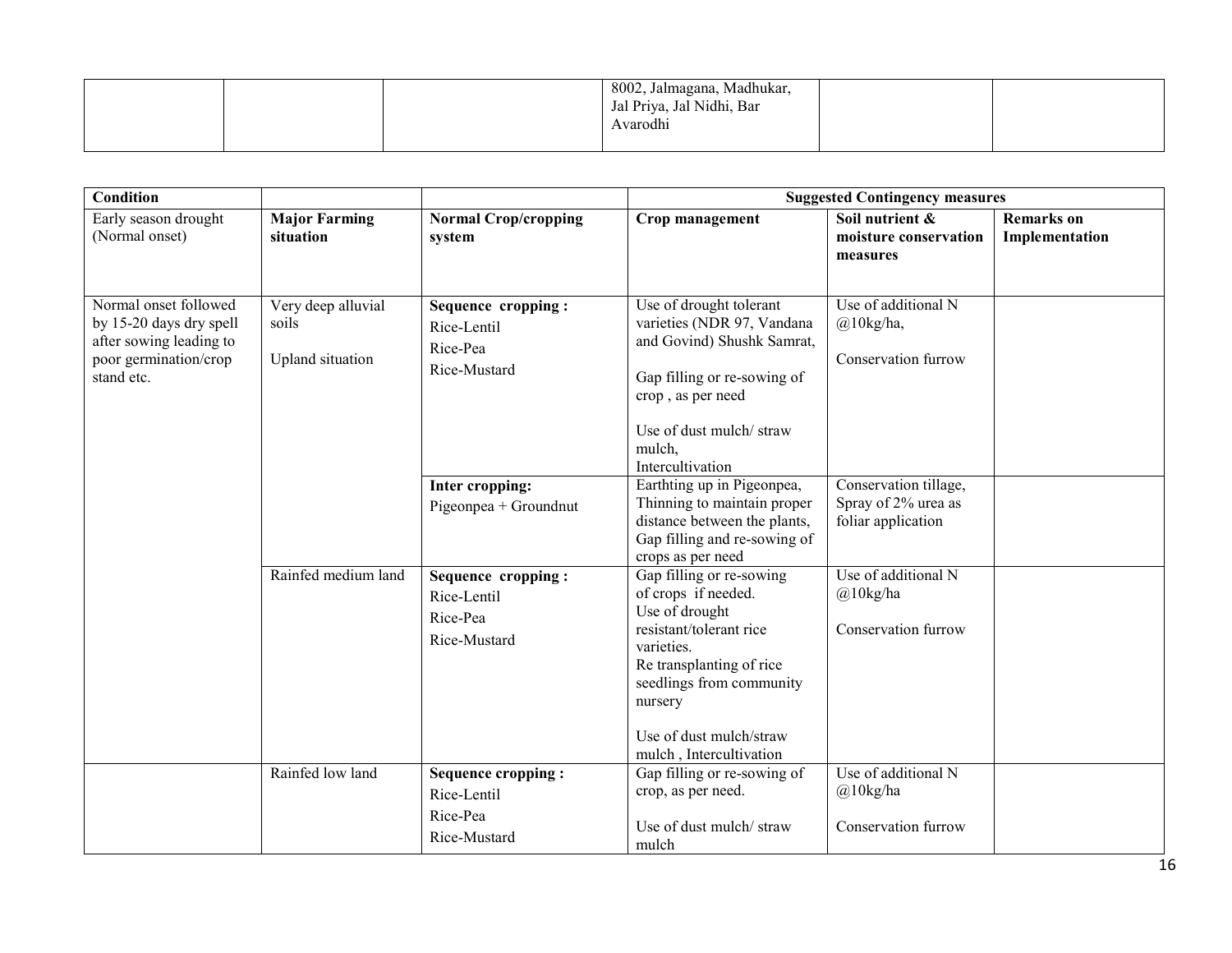| | | | 8002, Jalmagana, Madhukar, Jal Priya, Jal Nidhi, Bar Avarodhi | | |
|---|---|---|---|---|---|

| Condition | | | Suggested Contingency measures | | |
|---|---|---|---|---|---|
| Early season drought (Normal onset) | **Major Farming situation** | **Normal Crop/cropping system** | **Crop management** | **Soil nutrient & moisture conservation measures** | **Remarks on Implementation** |
| Normal onset followed by 15-20 days dry spell after sowing leading to poor germination/crop stand etc. | Very deep alluvial soils<br><br>Upland situation | **Sequence cropping :**<br>Rice-Lentil<br>Rice-Pea<br>Rice-Mustard | Use of drought tolerant varieties (NDR 97, Vandana and Govind) Shushk Samrat,<br><br>Gap filling or re-sowing of crop , as per need<br><br>Use of dust mulch/ straw mulch,<br>Intercultivation | Use of additional N @10kg/ha,<br><br>Conservation furrow | |
| | | **Inter cropping:**<br>Pigeonpea + Groundnut | Earthting up in Pigeonpea, Thinning to maintain proper distance between the plants, Gap filling and re-sowing of crops as per need | Conservation tillage, Spray of 2% urea as foliar application | |
| | Rainfed medium land | **Sequence cropping :**<br>Rice-Lentil<br>Rice-Pea<br>Rice-Mustard | Gap filling or re-sowing of crops if needed.<br>Use of drought resistant/tolerant rice varieties.<br>Re transplanting of rice seedlings from community nursery<br><br>Use of dust mulch/straw mulch , Intercultivation | Use of additional N @10kg/ha<br><br>Conservation furrow | |
| | Rainfed low land | **Sequence cropping :**<br>Rice-Lentil<br>Rice-Pea<br>Rice-Mustard | Gap filling or re-sowing of crop, as per need.<br><br>Use of dust mulch/ straw mulch | Use of additional N @10kg/ha<br><br>Conservation furrow | |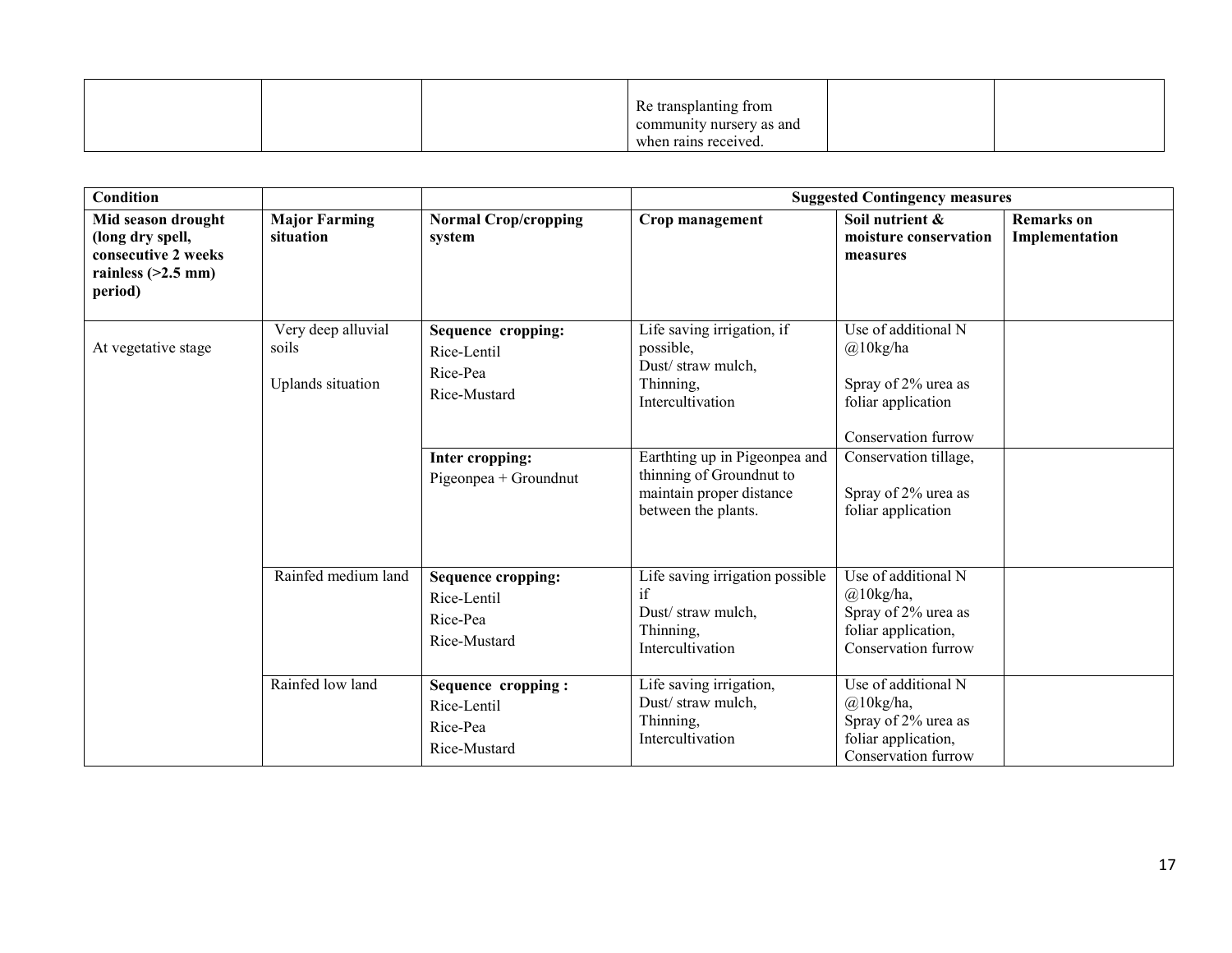| | | | Re transplanting from community nursery as and when rains received. | | |
|---|---|---|---|---|---|

| Condition | | | Suggested Contingency measures | | |
|---|---|---|---|---|---|
| **Mid season drought (long dry spell, consecutive 2 weeks rainless (>2.5 mm) period)** | **Major Farming situation** | **Normal Crop/cropping system** | **Crop management** | **Soil nutrient & moisture conservation measures** | **Remarks on Implementation** |
| At vegetative stage | Very deep alluvial soils<br><br>Uplands situation | **Sequence cropping:**<br>Rice-Lentil<br>Rice-Pea<br>Rice-Mustard | Life saving irrigation, if possible,<br>Dust/ straw mulch,<br>Thinning,<br>Intercultivation | Use of additional N @10kg/ha<br><br>Spray of 2% urea as foliar application<br><br>Conservation furrow | |
| | | **Inter cropping:**<br>Pigeonpea + Groundnut | Earthting up in Pigeonpea and thinning of Groundnut to maintain proper distance between the plants. | Conservation tillage,<br><br>Spray of 2% urea as foliar application | |
| | Rainfed medium land | **Sequence cropping:**<br>Rice-Lentil<br>Rice-Pea<br>Rice-Mustard | Life saving irrigation possible if<br>Dust/ straw mulch,<br>Thinning,<br>Intercultivation | Use of additional N @10kg/ha,<br>Spray of 2% urea as foliar application,<br>Conservation furrow | |
| | Rainfed low land | **Sequence cropping :**<br>Rice-Lentil<br>Rice-Pea<br>Rice-Mustard | Life saving irrigation,<br>Dust/ straw mulch,<br>Thinning,<br>Intercultivation | Use of additional N @10kg/ha,<br>Spray of 2% urea as foliar application,<br>Conservation furrow | |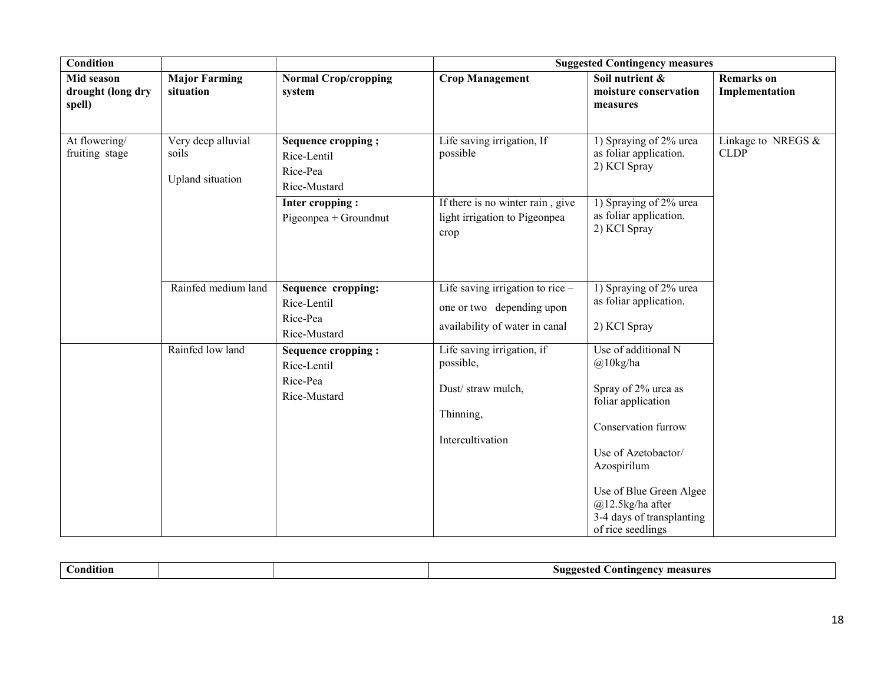| Condition | | | Suggested Contingency measures | | |
|---|---|---|---|---|---|
| **Mid season drought (long dry spell)** | **Major Farming situation** | **Normal Crop/cropping system** | **Crop Management** | **Soil nutrient & moisture conservation measures** | **Remarks on Implementation** |
| At flowering/ fruiting stage | Very deep alluvial soils<br><br>Upland situation | **Sequence cropping ;**<br>Rice-Lentil<br>Rice-Pea<br>Rice-Mustard | Life saving irrigation, If possible | 1) Spraying of 2% urea as foliar application.<br>2) KCl Spray | Linkage to NREGS & CLDP |
| | | **Inter cropping :**<br>Pigeonpea + Groundnut | If there is no winter rain , give light irrigation to Pigeonpea crop | 1) Spraying of 2% urea as foliar application.<br>2) KCl Spray | |
| | Rainfed medium land | **Sequence cropping:**<br>Rice-Lentil<br>Rice-Pea<br>Rice-Mustard | Life saving irrigation to rice – one or two depending upon availability of water in canal | 1) Spraying of 2% urea as foliar application.<br><br>2) KCl Spray | |
| | Rainfed low land | **Sequence cropping :**<br>Rice-Lentil<br>Rice-Pea<br>Rice-Mustard | Life saving irrigation, if possible,<br><br>Dust/ straw mulch,<br><br>Thinning,<br><br>Intercultivation | Use of additional N @10kg/ha<br><br>Spray of 2% urea as foliar application<br><br>Conservation furrow<br><br>Use of Azetobacter/ Azospirilum<br><br>Use of Blue Green Algee @12.5kg/ha after 3-4 days of transplanting of rice seedlings | |

| Condition | | | Suggested Contingency measures |
|---|---|---|---|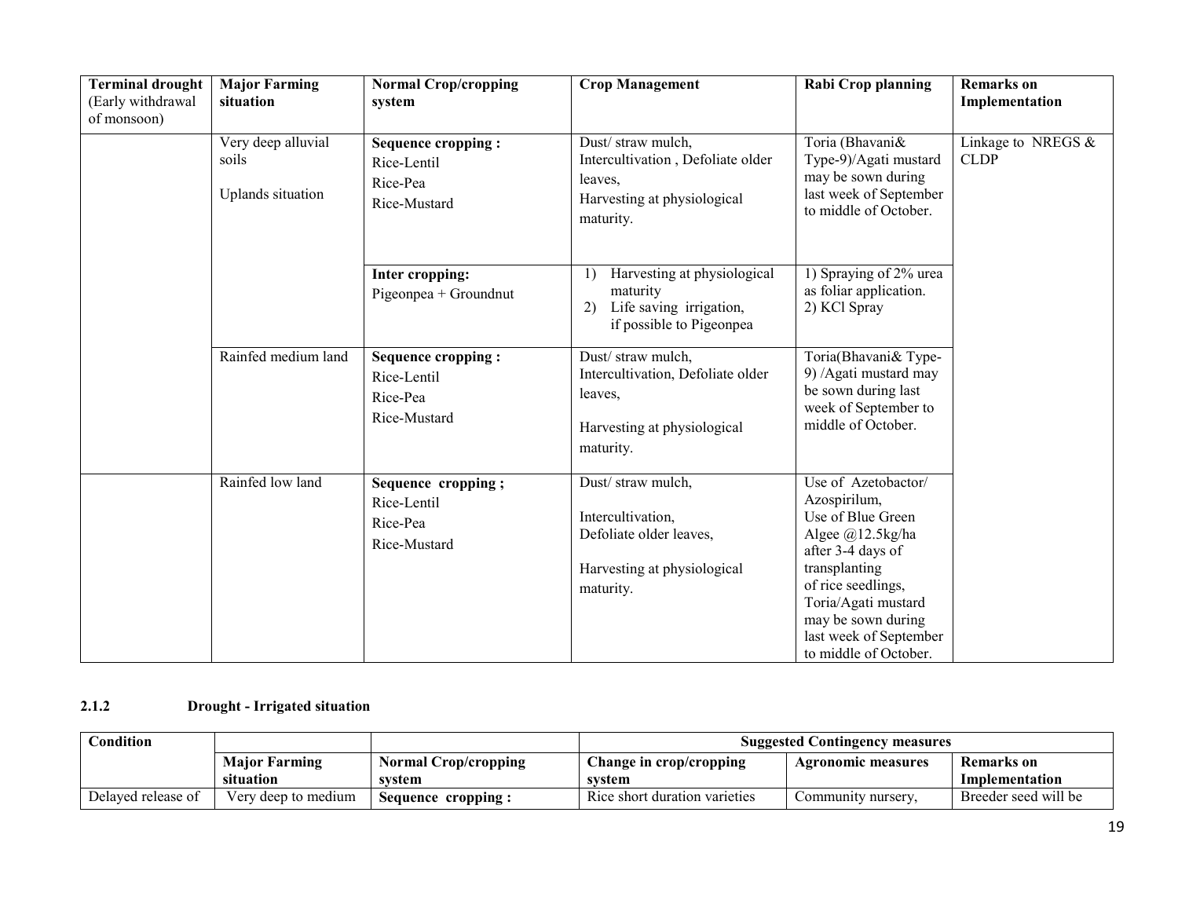| Terminal drought (Early withdrawal of monsoon) | Major Farming situation | Normal Crop/cropping system | Crop Management | Rabi Crop planning | Remarks on Implementation |
|---|---|---|---|---|---|
| | Very deep alluvial soils<br><br>Uplands situation | **Sequence cropping :**<br>Rice-Lentil<br>Rice-Pea<br>Rice-Mustard | Dust/ straw mulch,<br>Intercultivation , Defoliate older leaves,<br>Harvesting at physiological maturity. | Toria (Bhavani& Type-9)/Agati mustard may be sown during last week of September to middle of October. | Linkage to NREGS & CLDP |
| | | **Inter cropping:**<br>Pigeonpea + Groundnut | 1) Harvesting at physiological maturity<br>2) Life saving irrigation, if possible to Pigeonpea | 1) Spraying of 2% urea as foliar application.<br>2) KCl Spray | |
| | Rainfed medium land | **Sequence cropping :**<br>Rice-Lentil<br>Rice-Pea<br>Rice-Mustard | Dust/ straw mulch,<br>Intercultivation, Defoliate older leaves,<br><br>Harvesting at physiological maturity. | Toria(Bhavani& Type-9) /Agati mustard may be sown during last week of September to middle of October. | |
| | Rainfed low land | **Sequence cropping ;**<br>Rice-Lentil<br>Rice-Pea<br>Rice-Mustard | Dust/ straw mulch,<br><br>Intercultivation,<br>Defoliate older leaves,<br><br>Harvesting at physiological maturity. | Use of Azetobactor/ Azospirilum,<br>Use of Blue Green Algee @12.5kg/ha after 3-4 days of transplanting of rice seedlings,<br>Toria/Agati mustard may be sown during last week of September to middle of October. | |

### 2.1.2 Drought - Irrigated situation

| Condition | | | Suggested Contingency measures | | |
|---|---|---|---|---|---|
| | Major Farming situation | Normal Crop/cropping system | Change in crop/cropping system | Agronomic measures | Remarks on Implementation |
| Delayed release of | Very deep to medium | **Sequence cropping :** | Rice short duration varieties | Community nursery, | Breeder seed will be |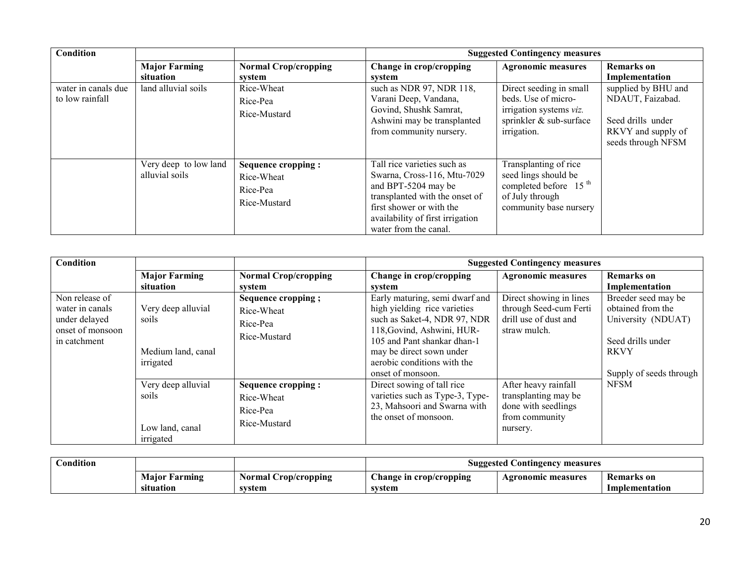| Condition | | | Suggested Contingency measures | | |
|---|---|---|---|---|---|
| | Major Farming situation | Normal Crop/cropping system | Change in crop/cropping system | Agronomic measures | Remarks on Implementation |
| water in canals due to low rainfall | land alluvial soils | Rice-Wheat<br>Rice-Pea<br>Rice-Mustard | such as NDR 97, NDR 118, Varani Deep, Vandana, Govind, Shushk Samrat, Ashwini may be transplanted from community nursery. | Direct seeding in small beds. Use of micro-irrigation systems *viz.* sprinkler & sub-surface irrigation. | supplied by BHU and NDAUT, Faizabad.<br><br>Seed drills under RKVY and supply of seeds through NFSM |
| | Very deep to low land alluvial soils | **Sequence cropping :**<br>Rice-Wheat<br>Rice-Pea<br>Rice-Mustard | Tall rice varieties such as Swarna, Cross-116, Mtu-7029 and BPT-5204 may be transplanted with the onset of first shower or with the availability of first irrigation water from the canal. | Transplanting of rice seed lings should be completed before 15 th of July through community base nursery | |

| Condition | | | Suggested Contingency measures | | |
|---|---|---|---|---|---|
| | Major Farming situation | Normal Crop/cropping system | Change in crop/cropping system | Agronomic measures | Remarks on Implementation |
| Non release of water in canals under delayed onset of monsoon in catchment | Very deep alluvial soils<br><br>Medium land, canal irrigated | **Sequence cropping ;**<br>Rice-Wheat<br>Rice-Pea<br>Rice-Mustard | Early maturing, semi dwarf and high yielding rice varieties such as Saket-4, NDR 97, NDR 118,Govind, Ashwini, HUR-105 and Pant shankar dhan-1 may be direct sown under aerobic conditions with the onset of monsoon. | Direct showing in lines through Seed-cum Ferti drill use of dust and straw mulch. | Breeder seed may be obtained from the University (NDUAT)<br><br>Seed drills under RKVY<br><br>Supply of seeds through NFSM |
| | Very deep alluvial soils<br><br>Low land, canal irrigated | **Sequence cropping :**<br>Rice-Wheat<br>Rice-Pea<br>Rice-Mustard | Direct sowing of tall rice varieties such as Type-3, Type-23, Mahsoori and Swarna with the onset of monsoon. | After heavy rainfall transplanting may be done with seedlings from community nursery. | |

| Condition | | | Suggested Contingency measures | | |
|---|---|---|---|---|---|
| | Major Farming situation | Normal Crop/cropping system | Change in crop/cropping system | Agronomic measures | Remarks on Implementation |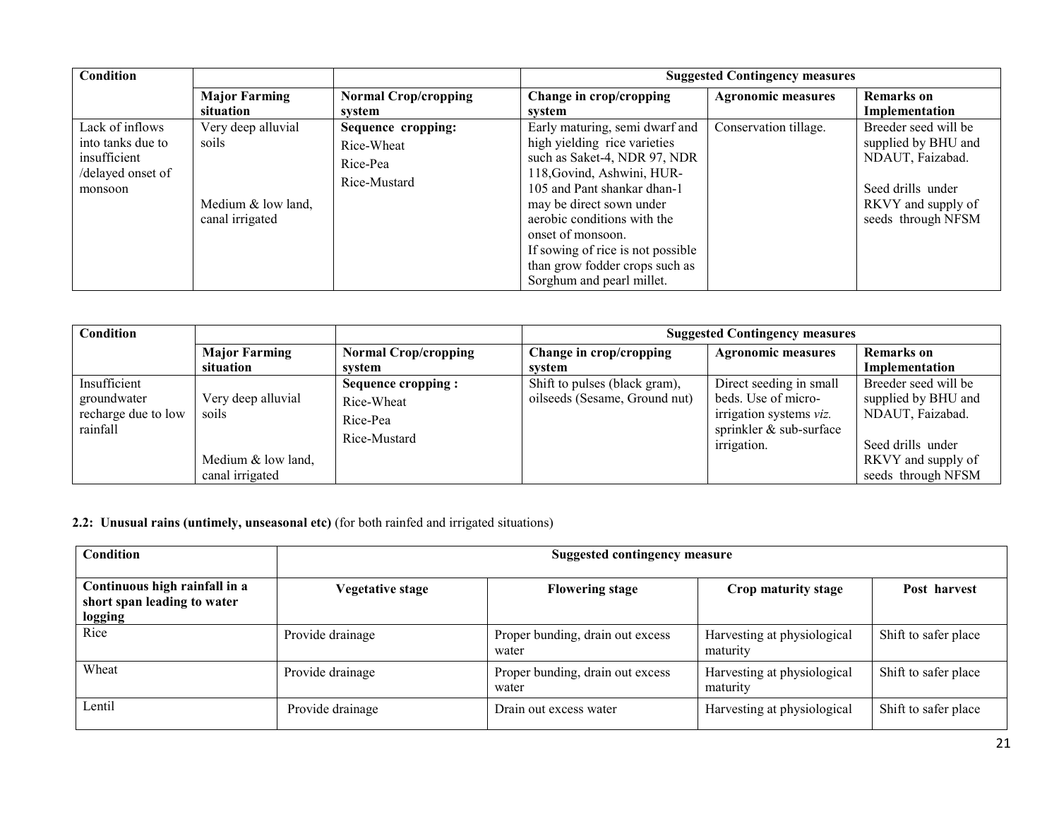| Condition | | | Suggested Contingency measures | | |
|---|---|---|---|---|---|
| | **Major Farming situation** | **Normal Crop/cropping system** | **Change in crop/cropping system** | **Agronomic measures** | **Remarks on Implementation** |
| Lack of inflows into tanks due to insufficient /delayed onset of monsoon | Very deep alluvial soils<br><br>Medium & low land, canal irrigated | **Sequence cropping:**<br>Rice-Wheat<br>Rice-Pea<br>Rice-Mustard | Early maturing, semi dwarf and high yielding rice varieties such as Saket-4, NDR 97, NDR 118,Govind, Ashwini, HUR-105 and Pant shankar dhan-1 may be direct sown under aerobic conditions with the onset of monsoon.<br>If sowing of rice is not possible than grow fodder crops such as Sorghum and pearl millet. | Conservation tillage. | Breeder seed will be supplied by BHU and NDAUT, Faizabad.<br><br>Seed drills under RKVY and supply of seeds through NFSM |

| Condition | | | Suggested Contingency measures | | |
|---|---|---|---|---|---|
| | **Major Farming situation** | **Normal Crop/cropping system** | **Change in crop/cropping system** | **Agronomic measures** | **Remarks on Implementation** |
| Insufficient groundwater recharge due to low rainfall | Very deep alluvial soils<br><br>Medium & low land, canal irrigated | **Sequence cropping :**<br>Rice-Wheat<br>Rice-Pea<br>Rice-Mustard | Shift to pulses (black gram), oilseeds (Sesame, Ground nut) | Direct seeding in small beds. Use of micro-irrigation systems *viz.* sprinkler & sub-surface irrigation. | Breeder seed will be supplied by BHU and NDAUT, Faizabad.<br><br>Seed drills under RKVY and supply of seeds through NFSM |

**2.2: Unusual rains (untimely, unseasonal etc)** (for both rainfed and irrigated situations)

| Condition | Suggested contingency measure | | | |
|---|---|---|---|---|
| **Continuous high rainfall in a short span leading to water logging** | **Vegetative stage** | **Flowering stage** | **Crop maturity stage** | **Post harvest** |
| Rice | Provide drainage | Proper bunding, drain out excess water | Harvesting at physiological maturity | Shift to safer place |
| Wheat | Provide drainage | Proper bunding, drain out excess water | Harvesting at physiological maturity | Shift to safer place |
| Lentil | Provide drainage | Drain out excess water | Harvesting at physiological | Shift to safer place |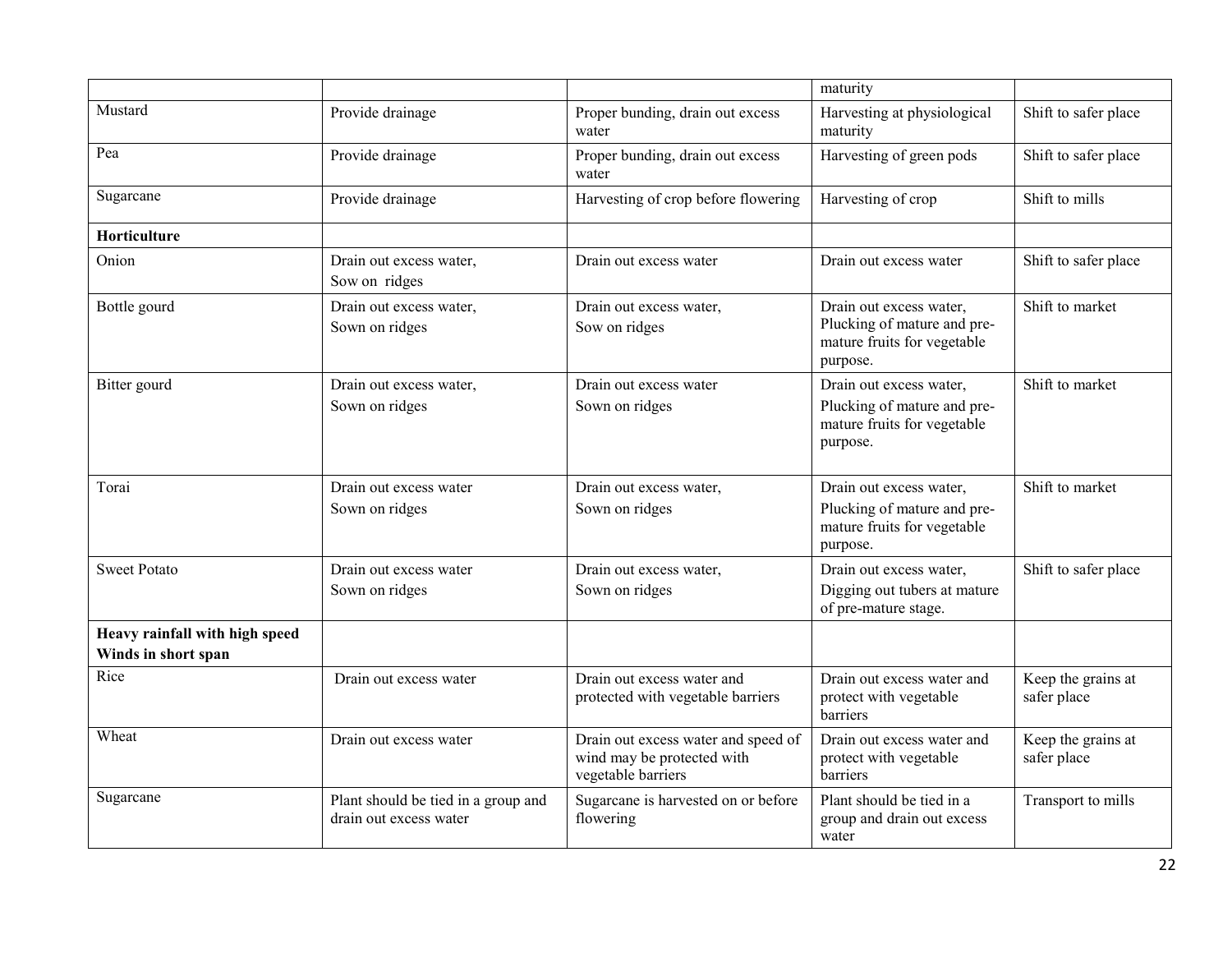| | | | maturity | |
|---|---|---|---|---|
| Mustard | Provide drainage | Proper bunding, drain out excess water | Harvesting at physiological maturity | Shift to safer place |
| Pea | Provide drainage | Proper bunding, drain out excess water | Harvesting of green pods | Shift to safer place |
| Sugarcane | Provide drainage | Harvesting of crop before flowering | Harvesting of crop | Shift to mills |
| **Horticulture** | | | | |
| Onion | Drain out excess water, Sow on ridges | Drain out excess water | Drain out excess water | Shift to safer place |
| Bottle gourd | Drain out excess water, Sown on ridges | Drain out excess water, Sow on ridges | Drain out excess water, Plucking of mature and pre-mature fruits for vegetable purpose. | Shift to market |
| Bitter gourd | Drain out excess water, Sown on ridges | Drain out excess water Sown on ridges | Drain out excess water, Plucking of mature and pre-mature fruits for vegetable purpose. | Shift to market |
| Torai | Drain out excess water Sown on ridges | Drain out excess water, Sown on ridges | Drain out excess water, Plucking of mature and pre-mature fruits for vegetable purpose. | Shift to market |
| Sweet Potato | Drain out excess water Sown on ridges | Drain out excess water, Sown on ridges | Drain out excess water, Digging out tubers at mature of pre-mature stage. | Shift to safer place |
| **Heavy rainfall with high speed Winds in short span** | | | | |
| Rice | Drain out excess water | Drain out excess water and protected with vegetable barriers | Drain out excess water and protect with vegetable barriers | Keep the grains at safer place |
| Wheat | Drain out excess water | Drain out excess water and speed of wind may be protected with vegetable barriers | Drain out excess water and protect with vegetable barriers | Keep the grains at safer place |
| Sugarcane | Plant should be tied in a group and drain out excess water | Sugarcane is harvested on or before flowering | Plant should be tied in a group and drain out excess water | Transport to mills |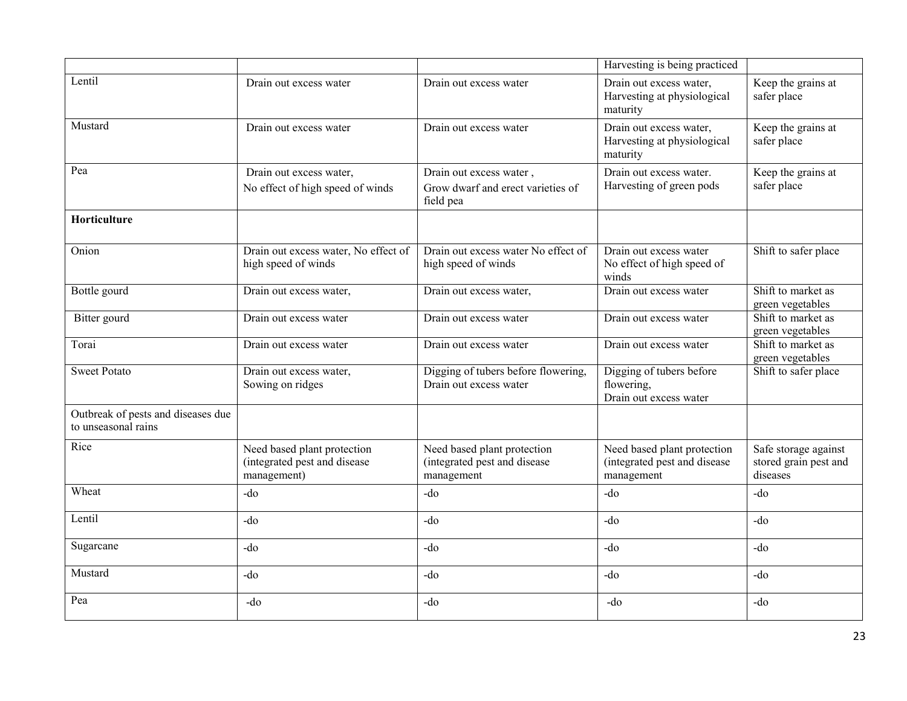|  |  |  | Harvesting is being practiced |  |
|---|---|---|---|---|
| Lentil | Drain out excess water | Drain out excess water | Drain out excess water, Harvesting at physiological maturity | Keep the grains at safer place |
| Mustard | Drain out excess water | Drain out excess water | Drain out excess water, Harvesting at physiological maturity | Keep the grains at safer place |
| Pea | Drain out excess water, No effect of high speed of winds | Drain out excess water , Grow dwarf and erect varieties of field pea | Drain out excess water. Harvesting of green pods | Keep the grains at safer place |
| **Horticulture** |  |  |  |  |
| Onion | Drain out excess water, No effect of high speed of winds | Drain out excess water No effect of high speed of winds | Drain out excess water No effect of high speed of winds | Shift to safer place |
| Bottle gourd | Drain out excess water, | Drain out excess water, | Drain out excess water | Shift to market as green vegetables |
| Bitter gourd | Drain out excess water | Drain out excess water | Drain out excess water | Shift to market as green vegetables |
| Torai | Drain out excess water | Drain out excess water | Drain out excess water | Shift to market as green vegetables |
| Sweet Potato | Drain out excess water, Sowing on ridges | Digging of tubers before flowering, Drain out excess water | Digging of tubers before flowering, Drain out excess water | Shift to safer place |
| Outbreak of pests and diseases due to unseasonal rains |  |  |  |  |
| Rice | Need based plant protection (integrated pest and disease management) | Need based plant protection (integrated pest and disease management | Need based plant protection (integrated pest and disease management | Safe storage against stored grain pest and diseases |
| Wheat | -do | -do | -do | -do |
| Lentil | -do | -do | -do | -do |
| Sugarcane | -do | -do | -do | -do |
| Mustard | -do | -do | -do | -do |
| Pea | -do | -do | -do | -do |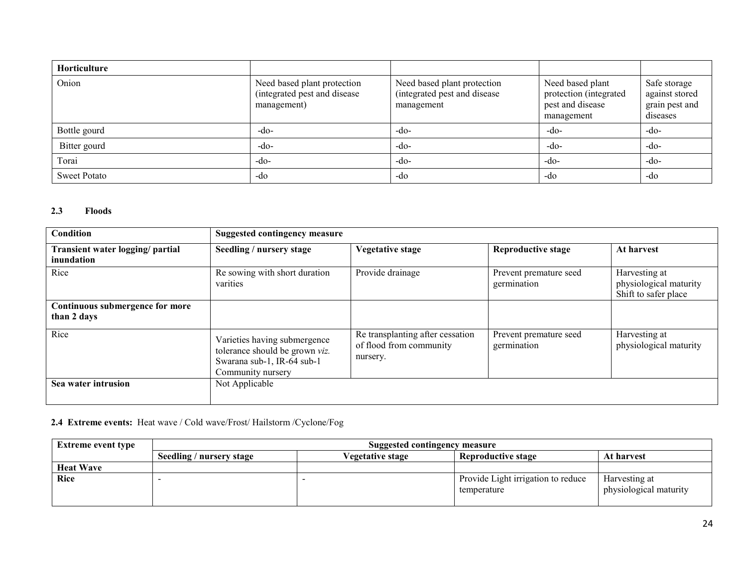| Horticulture | | | | |
|---|---|---|---|---|
| Onion | Need based plant protection (integrated pest and disease management) | Need based plant protection (integrated pest and disease management | Need based plant protection (integrated pest and disease management | Safe storage against stored grain pest and diseases |
| Bottle gourd | -do- | -do- | -do- | -do- |
| Bitter gourd | -do- | -do- | -do- | -do- |
| Torai | -do- | -do- | -do- | -do- |
| Sweet Potato | -do | -do | -do | -do |

### 2.3 Floods

| Condition | Suggested contingency measure | | | |
|---|---|---|---|---|
| **Transient water logging/ partial inundation** | **Seedling / nursery stage** | **Vegetative stage** | **Reproductive stage** | **At harvest** |
| Rice | Re sowing with short duration varities | Provide drainage | Prevent premature seed germination | Harvesting at physiological maturity Shift to safer place |
| **Continuous submergence for more than 2 days** | | | | |
| Rice | Varieties having submergence tolerance should be grown *viz.* Swarana sub-1, IR-64 sub-1 Community nursery | Re transplanting after cessation of flood from community nursery. | Prevent premature seed germination | Harvesting at physiological maturity |
| **Sea water intrusion** | Not Applicable | | | |

### 2.4 Extreme events: Heat wave / Cold wave/Frost/ Hailstorm /Cyclone/Fog

| Extreme event type | Suggested contingency measure | | | |
|---|---|---|---|---|
| | **Seedling / nursery stage** | **Vegetative stage** | **Reproductive stage** | **At harvest** |
| **Heat Wave** | | | | |
| **Rice** | - | - | Provide Light irrigation to reduce temperature | Harvesting at physiological maturity |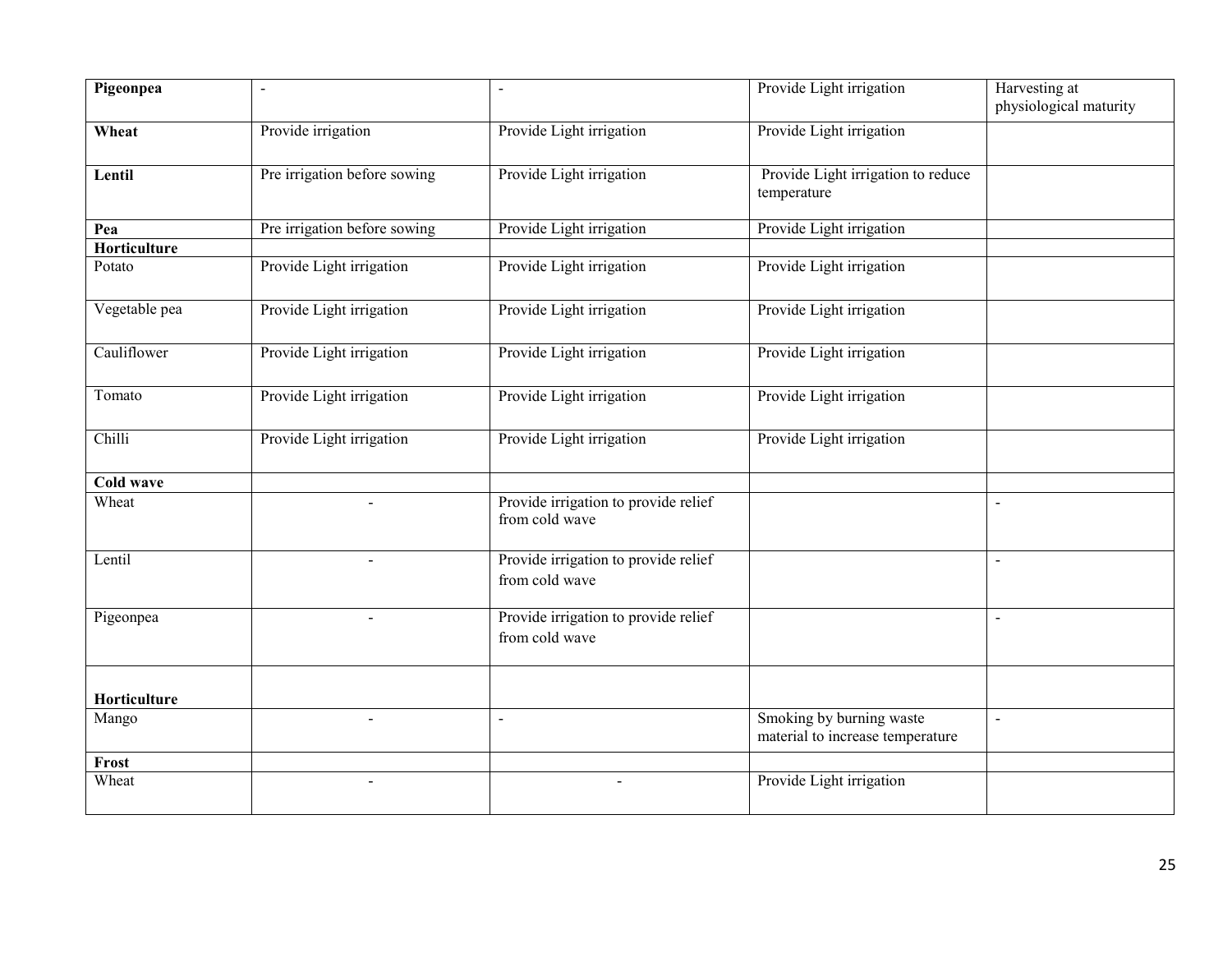| | | | | |
|---|---|---|---|---|
| **Pigeonpea** | - | - | Provide Light irrigation | Harvesting at physiological maturity |
| **Wheat** | Provide irrigation | Provide Light irrigation | Provide Light irrigation | |
| **Lentil** | Pre irrigation before sowing | Provide Light irrigation | Provide Light irrigation to reduce temperature | |
| **Pea** | Pre irrigation before sowing | Provide Light irrigation | Provide Light irrigation | |
| **Horticulture** | | | | |
| Potato | Provide Light irrigation | Provide Light irrigation | Provide Light irrigation | |
| Vegetable pea | Provide Light irrigation | Provide Light irrigation | Provide Light irrigation | |
| Cauliflower | Provide Light irrigation | Provide Light irrigation | Provide Light irrigation | |
| Tomato | Provide Light irrigation | Provide Light irrigation | Provide Light irrigation | |
| Chilli | Provide Light irrigation | Provide Light irrigation | Provide Light irrigation | |
| **Cold wave** | | | | |
| Wheat | - | Provide irrigation to provide relief from cold wave | | - |
| Lentil | - | Provide irrigation to provide relief from cold wave | | - |
| Pigeonpea | - | Provide irrigation to provide relief from cold wave | | - |
| **Horticulture** | | | | |
| Mango | - | - | Smoking by burning waste material to increase temperature | - |
| **Frost** | | | | |
| Wheat | - | - | Provide Light irrigation | |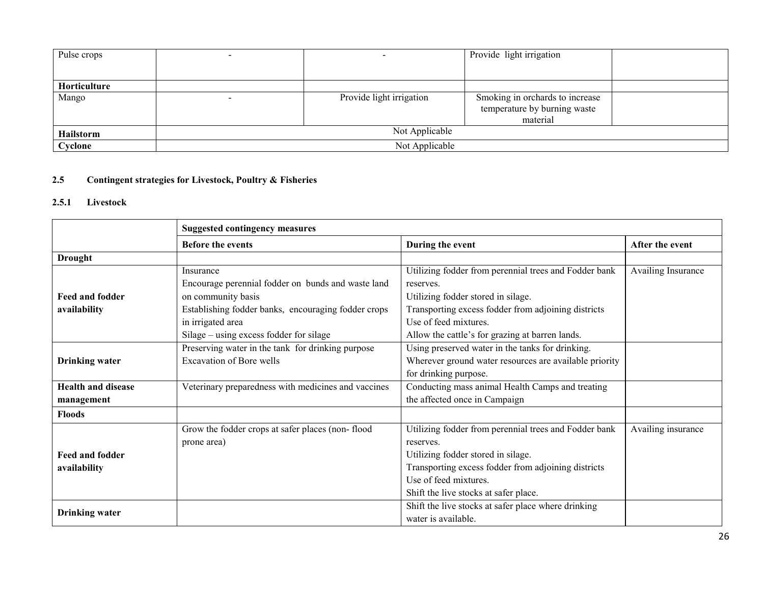| Pulse crops | - | - | Provide light irrigation | |
|---|---|---|---|---|
| **Horticulture** | | | | |
| Mango | - | Provide light irrigation | Smoking in orchards to increase temperature by burning waste material | |
| **Hailstorm** | Not Applicable | | | |
| **Cyclone** | Not Applicable | | | |

## 2.5 Contingent strategies for Livestock, Poultry & Fisheries

### 2.5.1 Livestock

| | Suggested contingency measures | | |
|---|---|---|---|
| | **Before the events** | **During the event** | **After the event** |
| **Drought** | | | |
| **Feed and fodder availability** | Insurance<br>Encourage perennial fodder on bunds and waste land on community basis<br>Establishing fodder banks, encouraging fodder crops in irrigated area<br>Silage – using excess fodder for silage | Utilizing fodder from perennial trees and Fodder bank reserves.<br>Utilizing fodder stored in silage.<br>Transporting excess fodder from adjoining districts<br>Use of feed mixtures.<br>Allow the cattle's for grazing at barren lands. | Availing Insurance |
| **Drinking water** | Preserving water in the tank for drinking purpose<br>Excavation of Bore wells | Using preserved water in the tanks for drinking.<br>Wherever ground water resources are available priority for drinking purpose. | |
| **Health and disease management** | Veterinary preparedness with medicines and vaccines | Conducting mass animal Health Camps and treating the affected once in Campaign | |
| **Floods** | | | |
| **Feed and fodder availability** | Grow the fodder crops at safer places (non- flood prone area) | Utilizing fodder from perennial trees and Fodder bank reserves.<br>Utilizing fodder stored in silage.<br>Transporting excess fodder from adjoining districts<br>Use of feed mixtures.<br>Shift the live stocks at safer place. | Availing insurance |
| **Drinking water** | | Shift the live stocks at safer place where drinking water is available. | |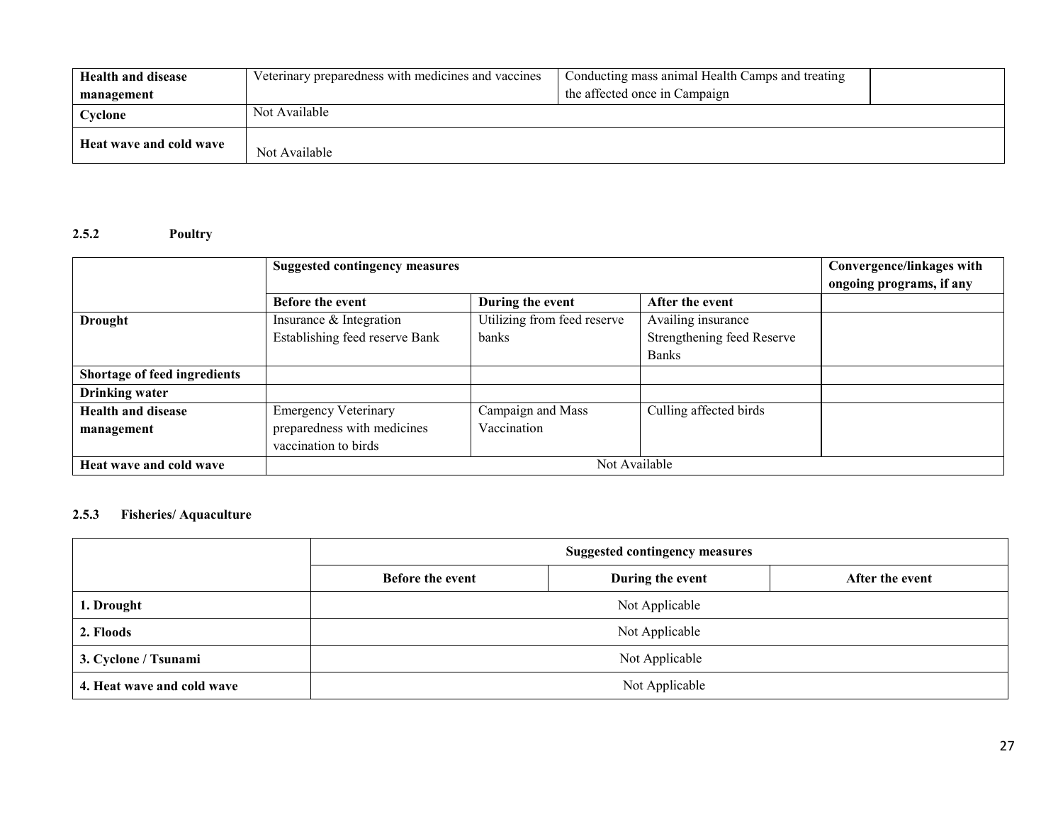| | | | |
|---|---|---|---|
| **Health and disease management** | Veterinary preparedness with medicines and vaccines | Conducting mass animal Health Camps and treating the affected once in Campaign | |
| **Cyclone** | Not Available | | |
| **Heat wave and cold wave** | Not Available | | |

### 2.5.2 Poultry

| | Suggested contingency measures | | | Convergence/linkages with ongoing programs, if any |
|---|---|---|---|---|
| | **Before the event** | **During the event** | **After the event** | |
| **Drought** | Insurance & Integration Establishing feed reserve Bank | Utilizing from feed reserve banks | Availing insurance Strengthening feed Reserve Banks | |
| **Shortage of feed ingredients** | | | | |
| **Drinking water** | | | | |
| **Health and disease management** | Emergency Veterinary preparedness with medicines vaccination to birds | Campaign and Mass Vaccination | Culling affected birds | |
| **Heat wave and cold wave** | Not Available | | | |

### 2.5.3 Fisheries/ Aquaculture

| | Suggested contingency measures | | |
|---|---|---|---|
| | **Before the event** | **During the event** | **After the event** |
| **1. Drought** | Not Applicable | | |
| **2. Floods** | Not Applicable | | |
| **3. Cyclone / Tsunami** | Not Applicable | | |
| **4. Heat wave and cold wave** | Not Applicable | | |